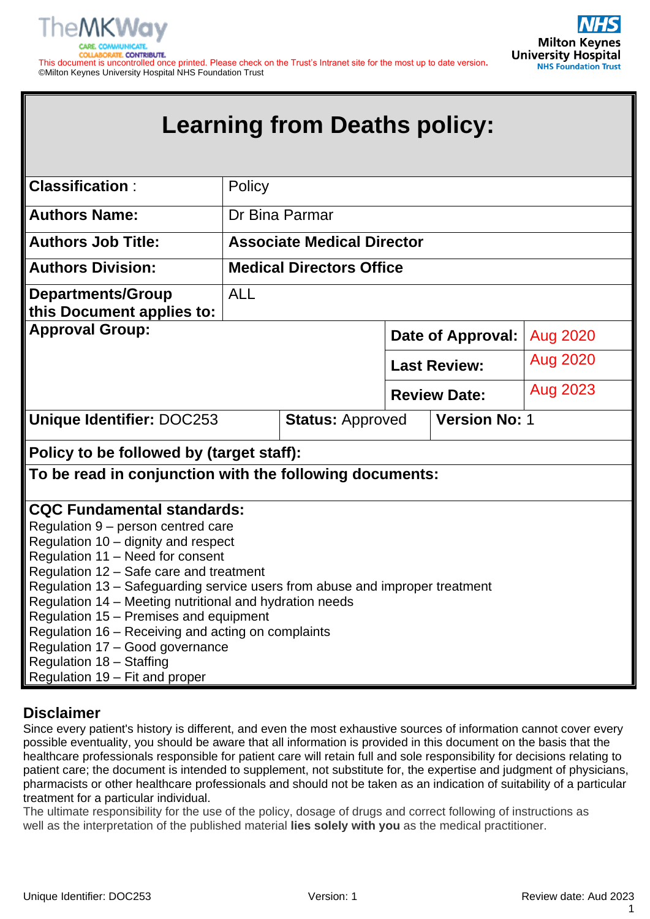This document is uncontrolled once printed. Please check on the Trust's Intranet site for the most up to date version.
©Milton Keynes University Hospital NHS Foundation Trust

# Learning from Deaths policy:

| | | | |
|---|---|---|---|
| **Classification** : | Policy | | |
| **Authors Name:** | Dr Bina Parmar | | |
| **Authors Job Title:** | **Associate Medical Director** | | |
| **Authors Division:** | **Medical Directors Office** | | |
| **Departments/Group this Document applies to:** | ALL | | |
| **Approval Group:** | | **Date of Approval:** | Aug 2020 |
| | | **Last Review:** | Aug 2020 |
| | | **Review Date:** | Aug 2023 |
| **Unique Identifier:** DOC253 | **Status:** Approved | **Version No:** 1 | |
| **Policy to be followed by (target staff):** | | | |
| **To be read in conjunction with the following documents:** | | | |

**CQC Fundamental standards:**
Regulation 9 – person centred care
Regulation 10 – dignity and respect
Regulation 11 – Need for consent
Regulation 12 – Safe care and treatment
Regulation 13 – Safeguarding service users from abuse and improper treatment
Regulation 14 – Meeting nutritional and hydration needs
Regulation 15 – Premises and equipment
Regulation 16 – Receiving and acting on complaints
Regulation 17 – Good governance
Regulation 18 – Staffing
Regulation 19 – Fit and proper

## Disclaimer

Since every patient's history is different, and even the most exhaustive sources of information cannot cover every possible eventuality, you should be aware that all information is provided in this document on the basis that the healthcare professionals responsible for patient care will retain full and sole responsibility for decisions relating to patient care; the document is intended to supplement, not substitute for, the expertise and judgment of physicians, pharmacists or other healthcare professionals and should not be taken as an indication of suitability of a particular treatment for a particular individual.
The ultimate responsibility for the use of the policy, dosage of drugs and correct following of instructions as well as the interpretation of the published material **lies solely with you** as the medical practitioner.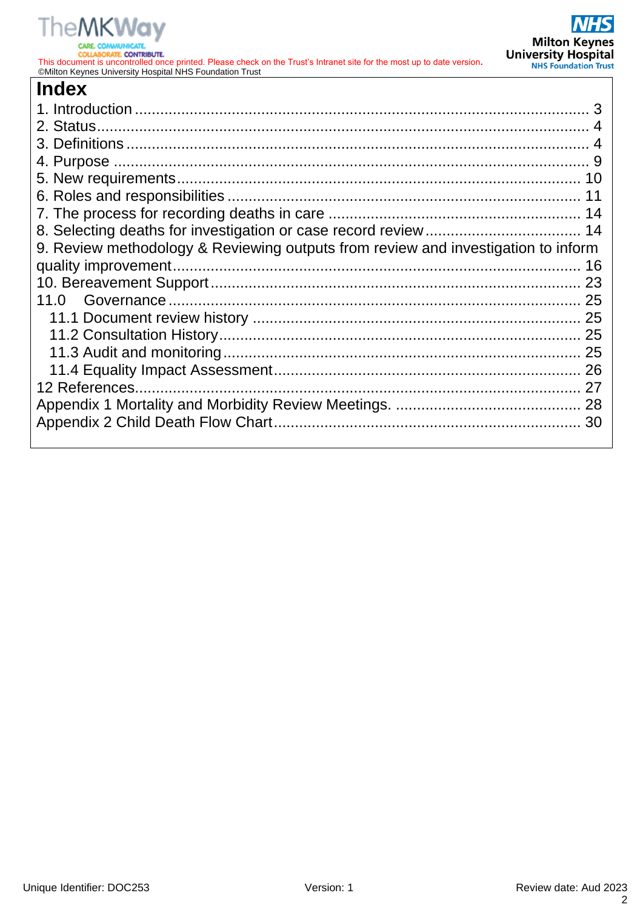# Index

1. Introduction ........................................................................................................ 3
2. Status ................................................................................................................. 4
3. Definitions .......................................................................................................... 4
4. Purpose .............................................................................................................. 9
5. New requirements ............................................................................................. 10
6. Roles and responsibilities .................................................................................. 11
7. The process for recording deaths in care .......................................................... 14
8. Selecting deaths for investigation or case record review .................................. 14
9. Review methodology & Reviewing outputs from review and investigation to inform quality improvement ................................................................................................ 16
10. Bereavement Support ..................................................................................... 23
11.0 Governance ................................................................................................ 25
   - 11.1 Document review history ......................................................................... 25
   - 11.2 Consultation History ................................................................................ 25
   - 11.3 Audit and monitoring ................................................................................ 25
   - 11.4 Equality Impact Assessment .................................................................... 26

12 References ......................................................................................................... 27

Appendix 1 Mortality and Morbidity Review Meetings. ........................................... 28

Appendix 2 Child Death Flow Chart ....................................................................... 30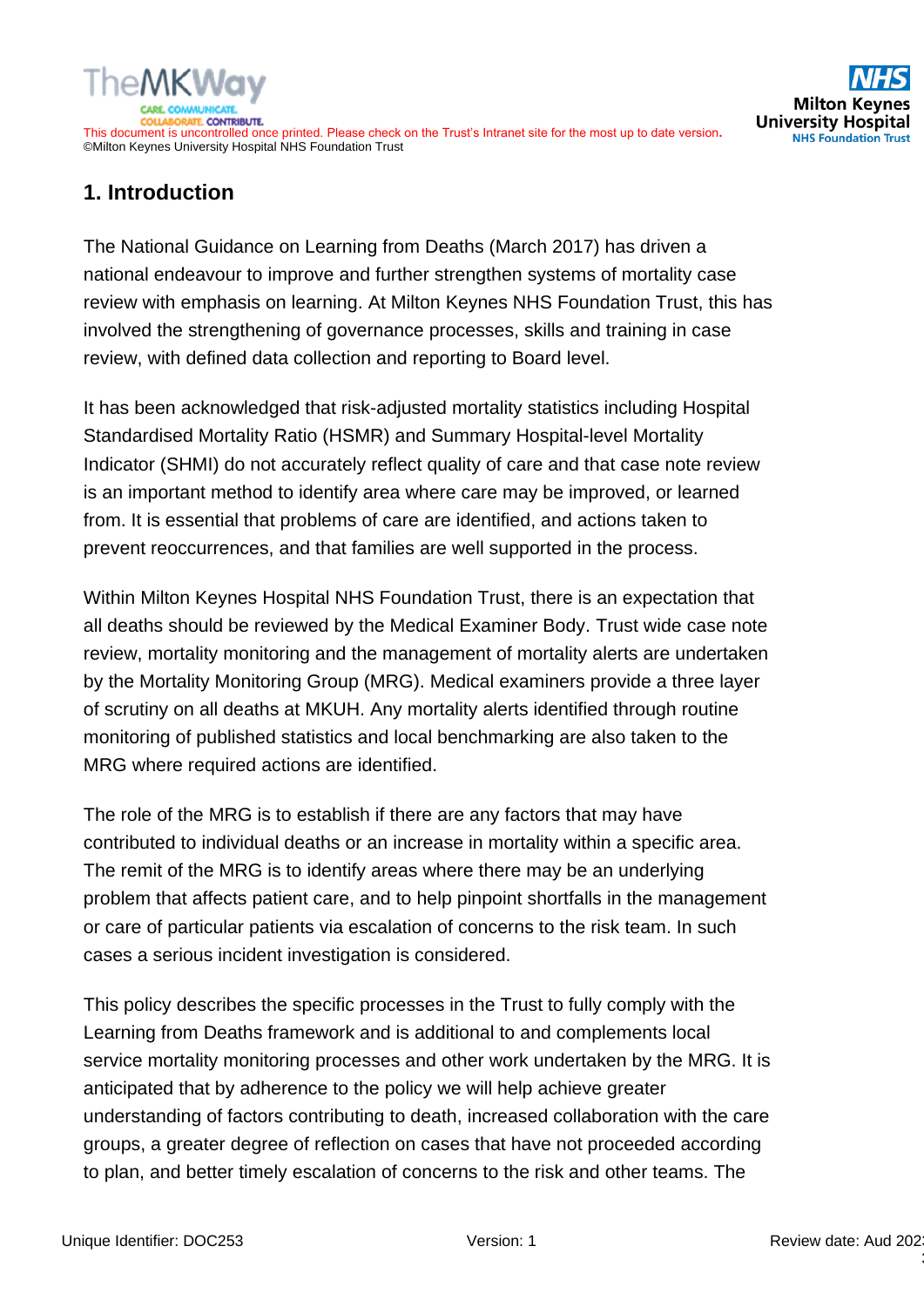## 1. Introduction

The National Guidance on Learning from Deaths (March 2017) has driven a national endeavour to improve and further strengthen systems of mortality case review with emphasis on learning. At Milton Keynes NHS Foundation Trust, this has involved the strengthening of governance processes, skills and training in case review, with defined data collection and reporting to Board level.

It has been acknowledged that risk-adjusted mortality statistics including Hospital Standardised Mortality Ratio (HSMR) and Summary Hospital-level Mortality Indicator (SHMI) do not accurately reflect quality of care and that case note review is an important method to identify area where care may be improved, or learned from. It is essential that problems of care are identified, and actions taken to prevent reoccurrences, and that families are well supported in the process.

Within Milton Keynes Hospital NHS Foundation Trust, there is an expectation that all deaths should be reviewed by the Medical Examiner Body. Trust wide case note review, mortality monitoring and the management of mortality alerts are undertaken by the Mortality Monitoring Group (MRG). Medical examiners provide a three layer of scrutiny on all deaths at MKUH. Any mortality alerts identified through routine monitoring of published statistics and local benchmarking are also taken to the MRG where required actions are identified.

The role of the MRG is to establish if there are any factors that may have contributed to individual deaths or an increase in mortality within a specific area. The remit of the MRG is to identify areas where there may be an underlying problem that affects patient care, and to help pinpoint shortfalls in the management or care of particular patients via escalation of concerns to the risk team. In such cases a serious incident investigation is considered.

This policy describes the specific processes in the Trust to fully comply with the Learning from Deaths framework and is additional to and complements local service mortality monitoring processes and other work undertaken by the MRG. It is anticipated that by adherence to the policy we will help achieve greater understanding of factors contributing to death, increased collaboration with the care groups, a greater degree of reflection on cases that have not proceeded according to plan, and better timely escalation of concerns to the risk and other teams. The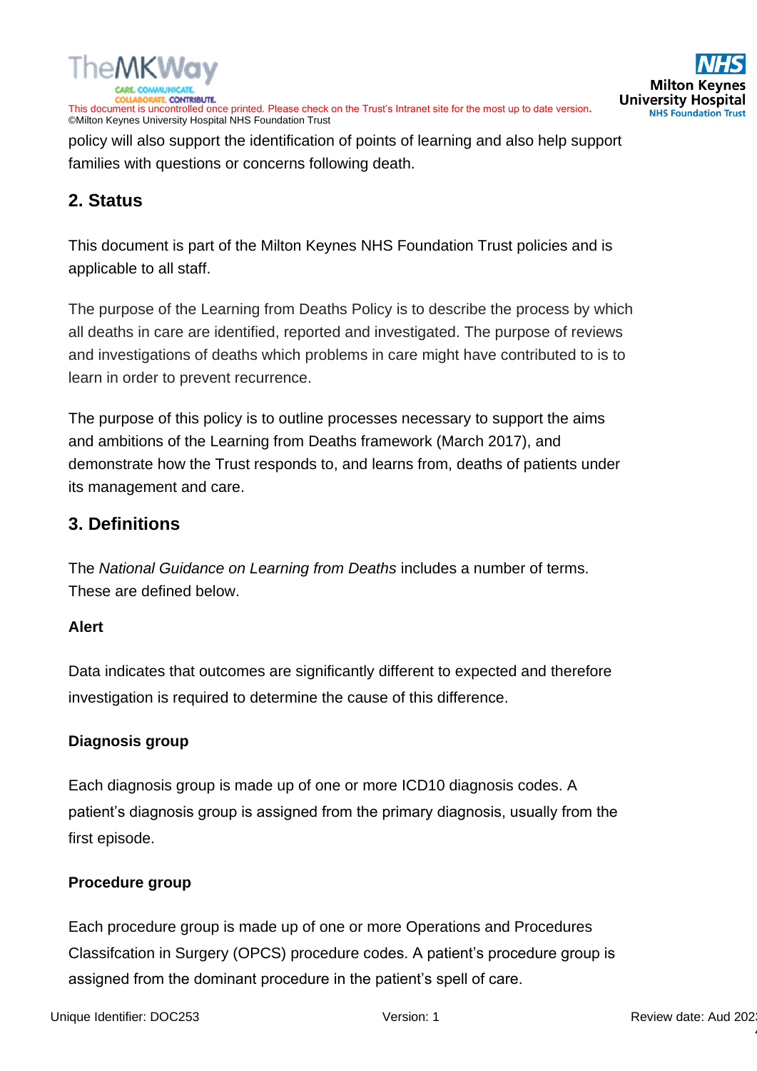policy will also support the identification of points of learning and also help support families with questions or concerns following death.

## 2. Status

This document is part of the Milton Keynes NHS Foundation Trust policies and is applicable to all staff.

The purpose of the Learning from Deaths Policy is to describe the process by which all deaths in care are identified, reported and investigated. The purpose of reviews and investigations of deaths which problems in care might have contributed to is to learn in order to prevent recurrence.

The purpose of this policy is to outline processes necessary to support the aims and ambitions of the Learning from Deaths framework (March 2017), and demonstrate how the Trust responds to, and learns from, deaths of patients under its management and care.

## 3. Definitions

The *National Guidance on Learning from Deaths* includes a number of terms. These are defined below.

**Alert**

Data indicates that outcomes are significantly different to expected and therefore investigation is required to determine the cause of this difference.

**Diagnosis group**

Each diagnosis group is made up of one or more ICD10 diagnosis codes. A patient's diagnosis group is assigned from the primary diagnosis, usually from the first episode.

**Procedure group**

Each procedure group is made up of one or more Operations and Procedures Classifcation in Surgery (OPCS) procedure codes. A patient's procedure group is assigned from the dominant procedure in the patient's spell of care.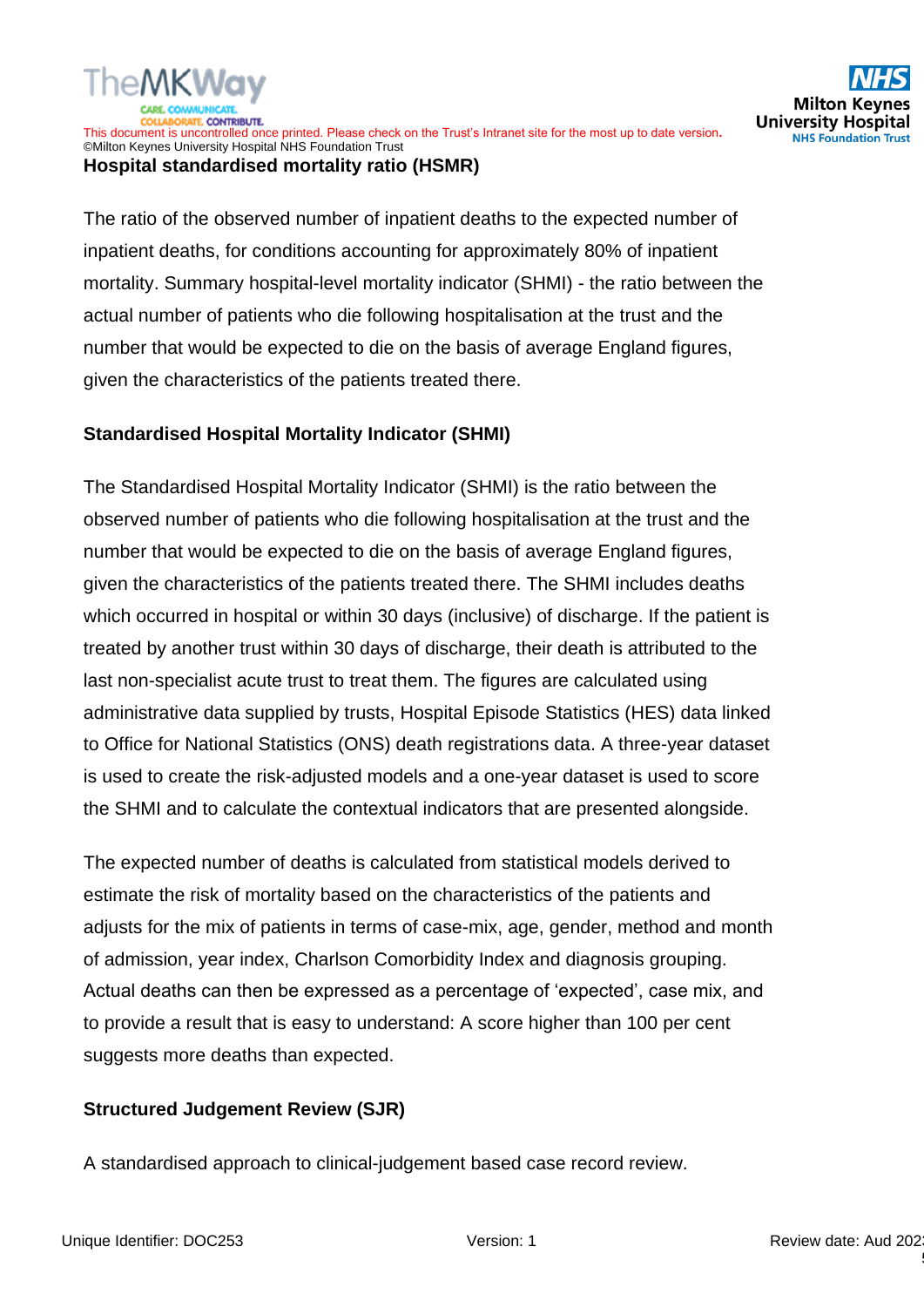**Hospital standardised mortality ratio (HSMR)**

The ratio of the observed number of inpatient deaths to the expected number of inpatient deaths, for conditions accounting for approximately 80% of inpatient mortality. Summary hospital-level mortality indicator (SHMI) - the ratio between the actual number of patients who die following hospitalisation at the trust and the number that would be expected to die on the basis of average England figures, given the characteristics of the patients treated there.

**Standardised Hospital Mortality Indicator (SHMI)**

The Standardised Hospital Mortality Indicator (SHMI) is the ratio between the observed number of patients who die following hospitalisation at the trust and the number that would be expected to die on the basis of average England figures, given the characteristics of the patients treated there. The SHMI includes deaths which occurred in hospital or within 30 days (inclusive) of discharge. If the patient is treated by another trust within 30 days of discharge, their death is attributed to the last non-specialist acute trust to treat them. The figures are calculated using administrative data supplied by trusts, Hospital Episode Statistics (HES) data linked to Office for National Statistics (ONS) death registrations data. A three-year dataset is used to create the risk-adjusted models and a one-year dataset is used to score the SHMI and to calculate the contextual indicators that are presented alongside.

The expected number of deaths is calculated from statistical models derived to estimate the risk of mortality based on the characteristics of the patients and adjusts for the mix of patients in terms of case-mix, age, gender, method and month of admission, year index, Charlson Comorbidity Index and diagnosis grouping. Actual deaths can then be expressed as a percentage of 'expected', case mix, and to provide a result that is easy to understand: A score higher than 100 per cent suggests more deaths than expected.

**Structured Judgement Review (SJR)**

A standardised approach to clinical-judgement based case record review.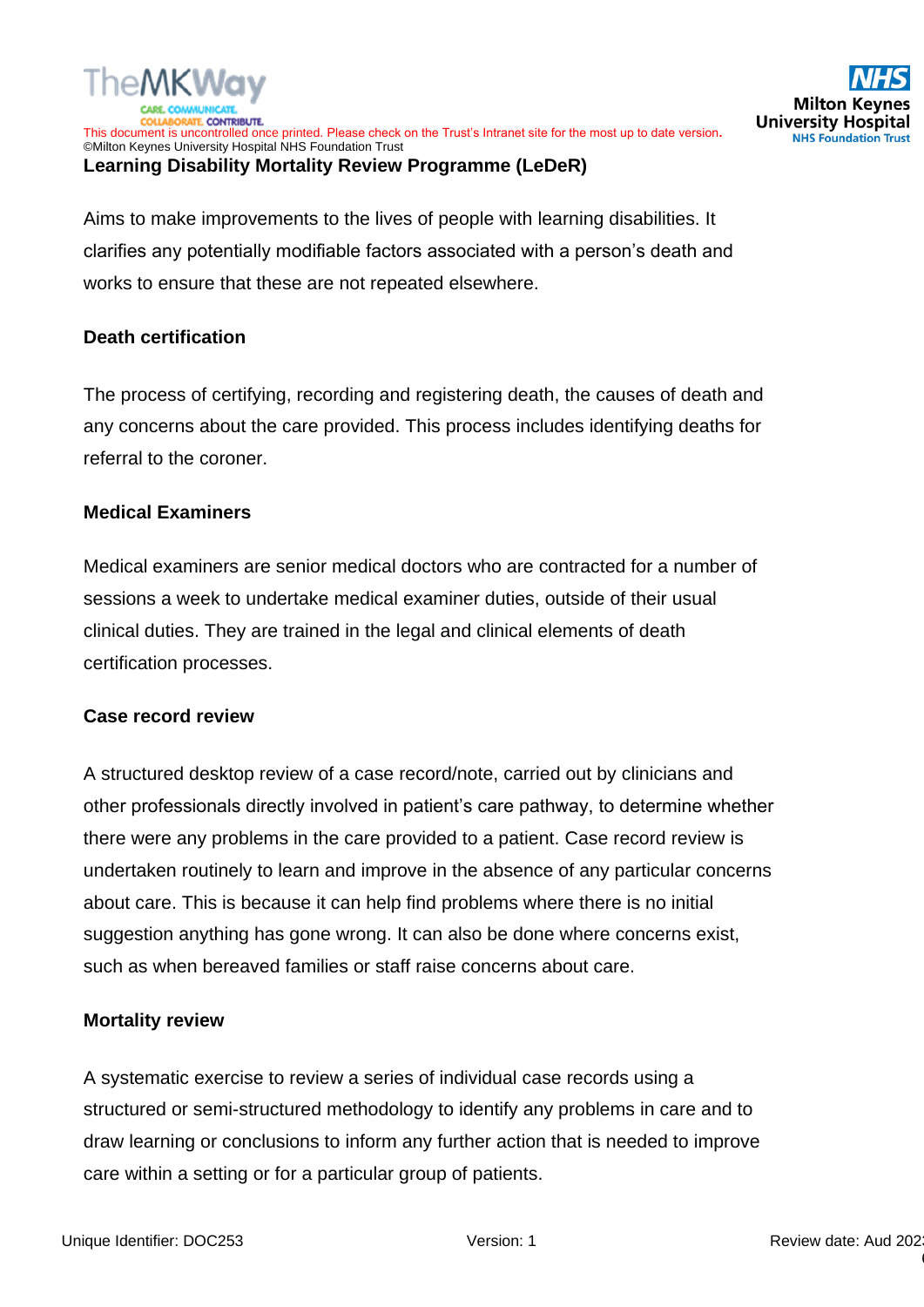**Learning Disability Mortality Review Programme (LeDeR)**

Aims to make improvements to the lives of people with learning disabilities. It clarifies any potentially modifiable factors associated with a person's death and works to ensure that these are not repeated elsewhere.

**Death certification**

The process of certifying, recording and registering death, the causes of death and any concerns about the care provided. This process includes identifying deaths for referral to the coroner.

**Medical Examiners**

Medical examiners are senior medical doctors who are contracted for a number of sessions a week to undertake medical examiner duties, outside of their usual clinical duties. They are trained in the legal and clinical elements of death certification processes.

**Case record review**

A structured desktop review of a case record/note, carried out by clinicians and other professionals directly involved in patient's care pathway, to determine whether there were any problems in the care provided to a patient. Case record review is undertaken routinely to learn and improve in the absence of any particular concerns about care. This is because it can help find problems where there is no initial suggestion anything has gone wrong. It can also be done where concerns exist, such as when bereaved families or staff raise concerns about care.

**Mortality review**

A systematic exercise to review a series of individual case records using a structured or semi-structured methodology to identify any problems in care and to draw learning or conclusions to inform any further action that is needed to improve care within a setting or for a particular group of patients.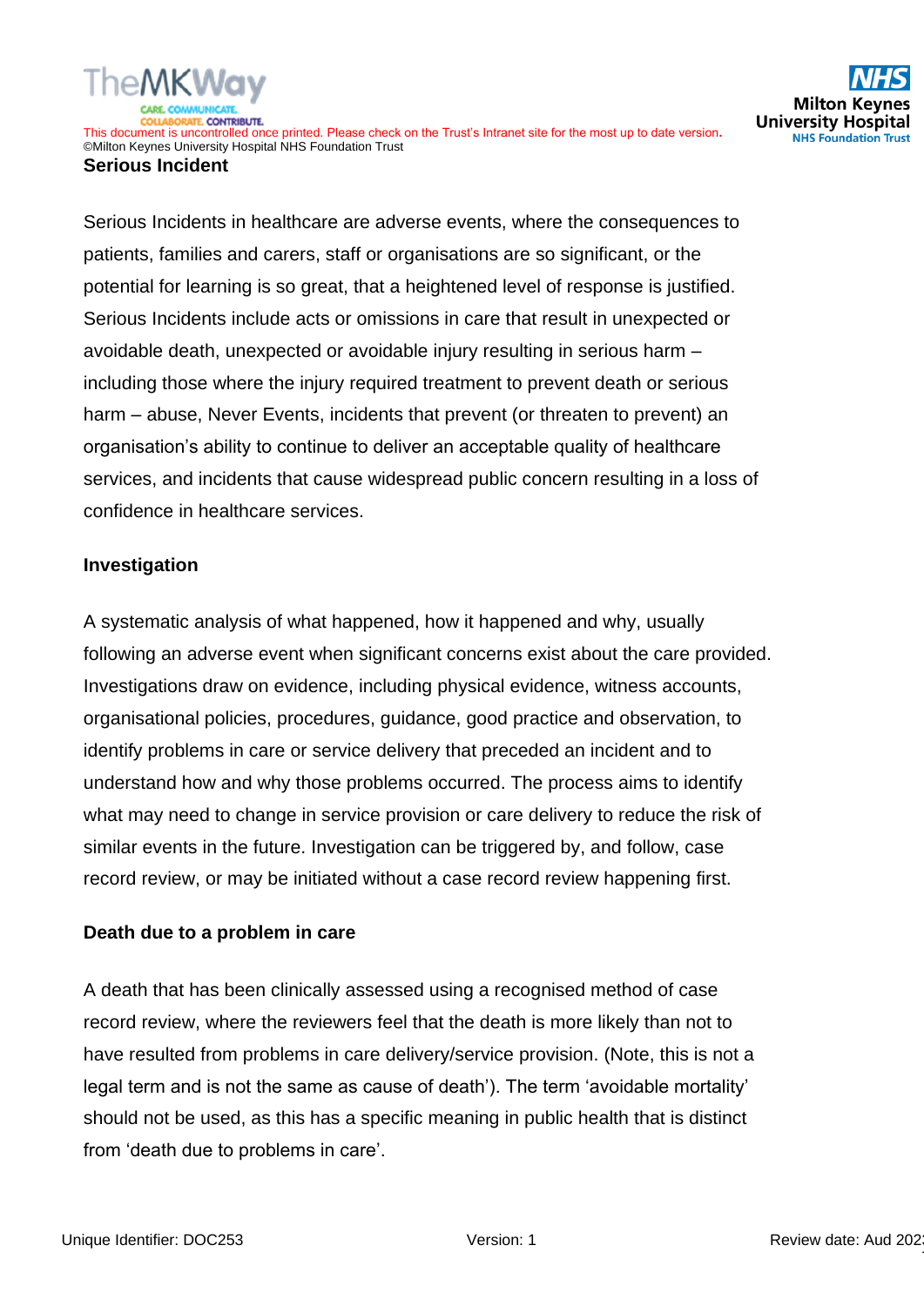**Serious Incident**

Serious Incidents in healthcare are adverse events, where the consequences to patients, families and carers, staff or organisations are so significant, or the potential for learning is so great, that a heightened level of response is justified. Serious Incidents include acts or omissions in care that result in unexpected or avoidable death, unexpected or avoidable injury resulting in serious harm – including those where the injury required treatment to prevent death or serious harm – abuse, Never Events, incidents that prevent (or threaten to prevent) an organisation's ability to continue to deliver an acceptable quality of healthcare services, and incidents that cause widespread public concern resulting in a loss of confidence in healthcare services.

**Investigation**

A systematic analysis of what happened, how it happened and why, usually following an adverse event when significant concerns exist about the care provided. Investigations draw on evidence, including physical evidence, witness accounts, organisational policies, procedures, guidance, good practice and observation, to identify problems in care or service delivery that preceded an incident and to understand how and why those problems occurred. The process aims to identify what may need to change in service provision or care delivery to reduce the risk of similar events in the future. Investigation can be triggered by, and follow, case record review, or may be initiated without a case record review happening first.

**Death due to a problem in care**

A death that has been clinically assessed using a recognised method of case record review, where the reviewers feel that the death is more likely than not to have resulted from problems in care delivery/service provision. (Note, this is not a legal term and is not the same as cause of death'). The term 'avoidable mortality' should not be used, as this has a specific meaning in public health that is distinct from 'death due to problems in care'.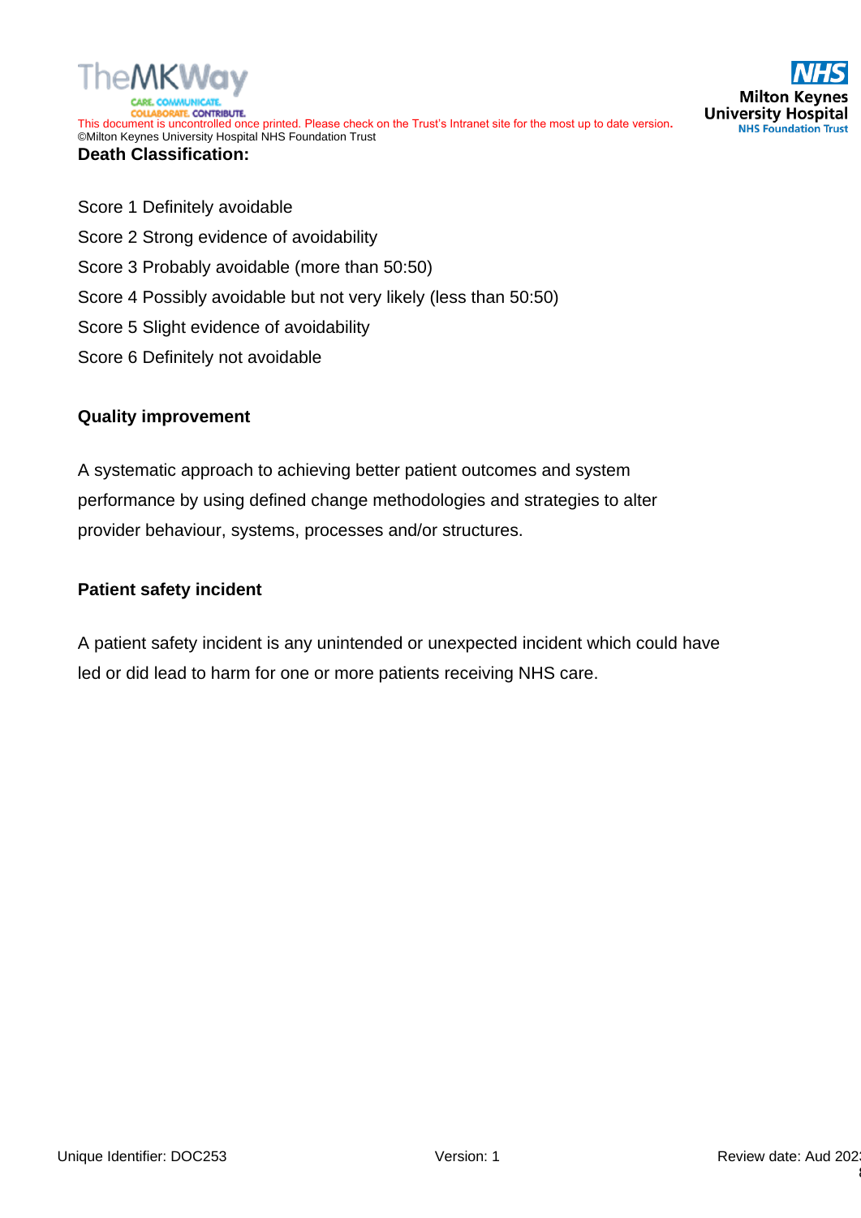**Death Classification:**

Score 1 Definitely avoidable

Score 2 Strong evidence of avoidability

Score 3 Probably avoidable (more than 50:50)

Score 4 Possibly avoidable but not very likely (less than 50:50)

Score 5 Slight evidence of avoidability

Score 6 Definitely not avoidable

**Quality improvement**

A systematic approach to achieving better patient outcomes and system performance by using defined change methodologies and strategies to alter provider behaviour, systems, processes and/or structures.

**Patient safety incident**

A patient safety incident is any unintended or unexpected incident which could have led or did lead to harm for one or more patients receiving NHS care.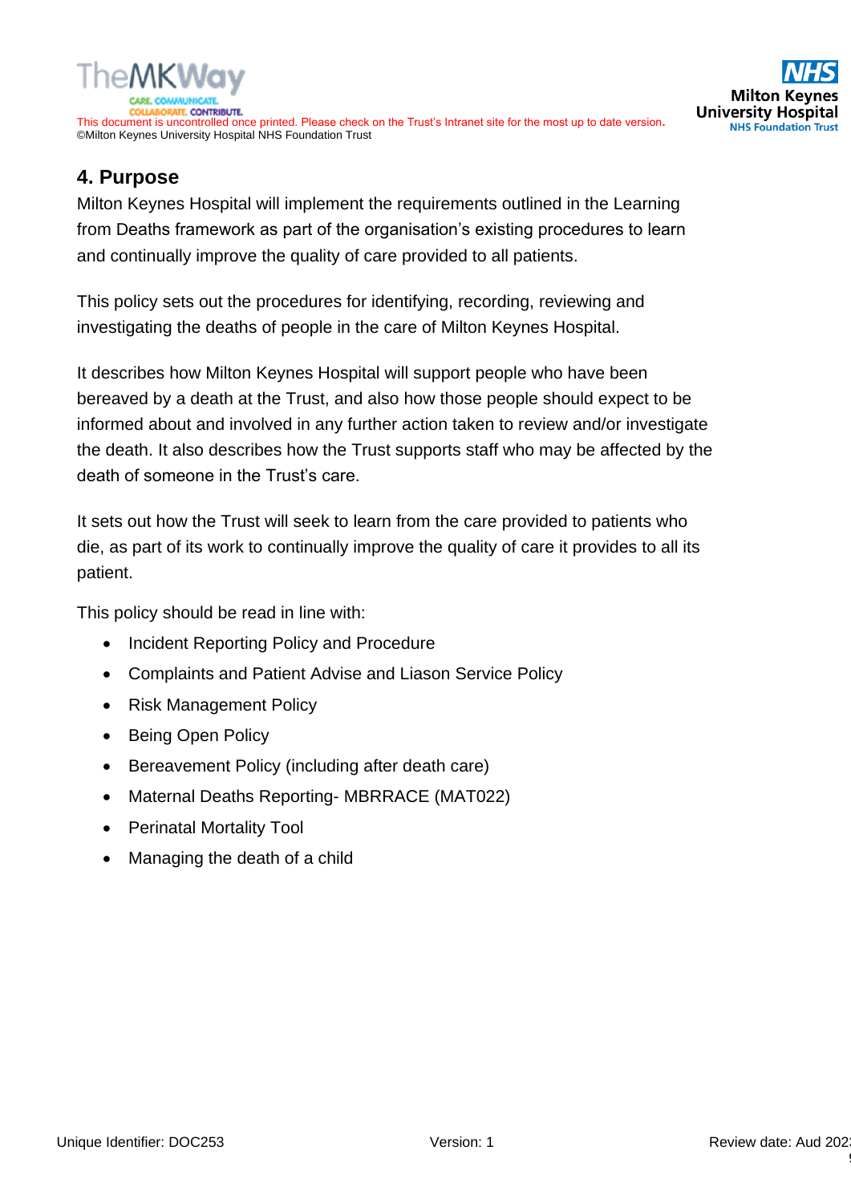## 4. Purpose

Milton Keynes Hospital will implement the requirements outlined in the Learning from Deaths framework as part of the organisation's existing procedures to learn and continually improve the quality of care provided to all patients.

This policy sets out the procedures for identifying, recording, reviewing and investigating the deaths of people in the care of Milton Keynes Hospital.

It describes how Milton Keynes Hospital will support people who have been bereaved by a death at the Trust, and also how those people should expect to be informed about and involved in any further action taken to review and/or investigate the death. It also describes how the Trust supports staff who may be affected by the death of someone in the Trust's care.

It sets out how the Trust will seek to learn from the care provided to patients who die, as part of its work to continually improve the quality of care it provides to all its patient.

This policy should be read in line with:

- Incident Reporting Policy and Procedure
- Complaints and Patient Advise and Liason Service Policy
- Risk Management Policy
- Being Open Policy
- Bereavement Policy (including after death care)
- Maternal Deaths Reporting- MBRRACE (MAT022)
- Perinatal Mortality Tool
- Managing the death of a child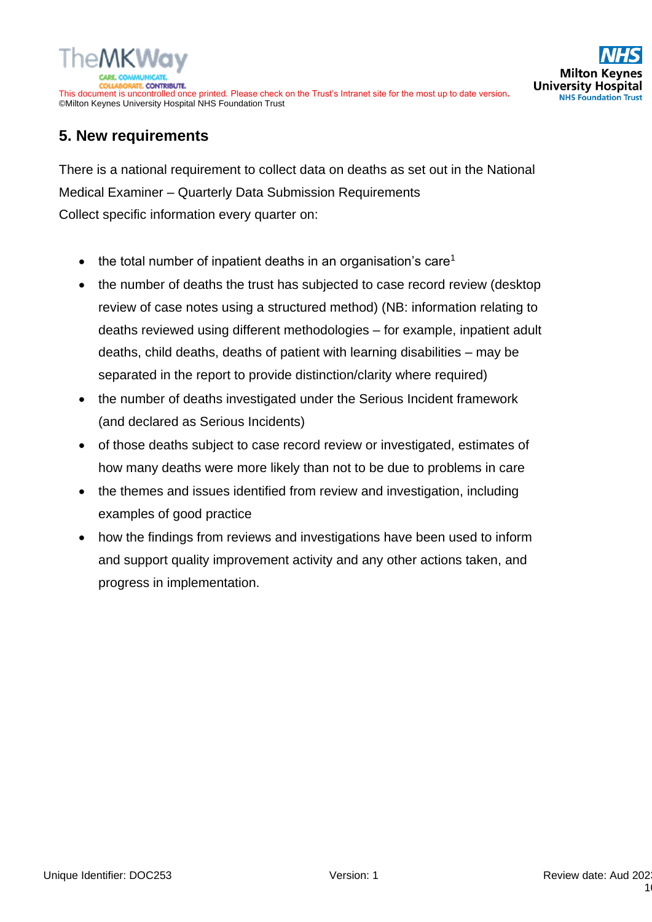## 5. New requirements

There is a national requirement to collect data on deaths as set out in the National Medical Examiner – Quarterly Data Submission Requirements
Collect specific information every quarter on:

- the total number of inpatient deaths in an organisation's care[1]
- the number of deaths the trust has subjected to case record review (desktop review of case notes using a structured method) (NB: information relating to deaths reviewed using different methodologies – for example, inpatient adult deaths, child deaths, deaths of patient with learning disabilities – may be separated in the report to provide distinction/clarity where required)
- the number of deaths investigated under the Serious Incident framework (and declared as Serious Incidents)
- of those deaths subject to case record review or investigated, estimates of how many deaths were more likely than not to be due to problems in care
- the themes and issues identified from review and investigation, including examples of good practice
- how the findings from reviews and investigations have been used to inform and support quality improvement activity and any other actions taken, and progress in implementation.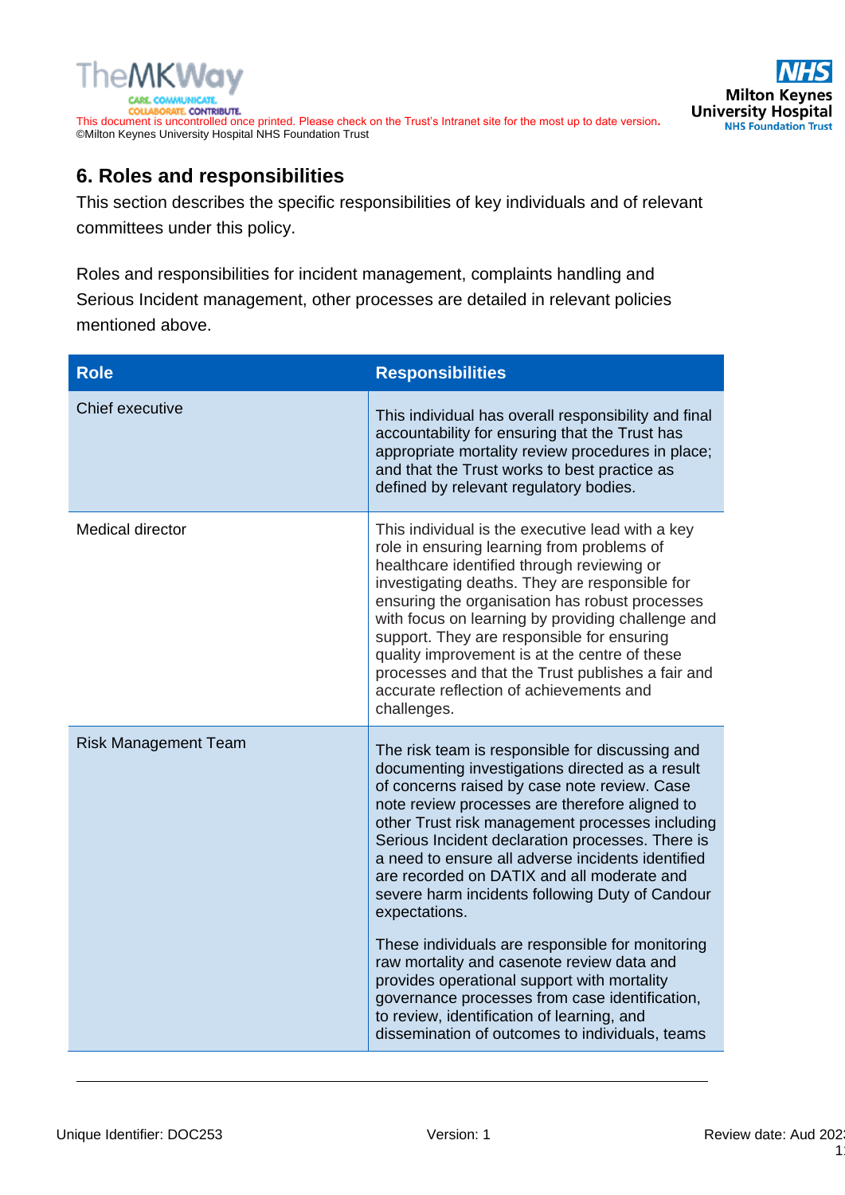## 6. Roles and responsibilities

This section describes the specific responsibilities of key individuals and of relevant committees under this policy.

Roles and responsibilities for incident management, complaints handling and Serious Incident management, other processes are detailed in relevant policies mentioned above.

| Role | Responsibilities |
|---|---|
| Chief executive | This individual has overall responsibility and final accountability for ensuring that the Trust has appropriate mortality review procedures in place; and that the Trust works to best practice as defined by relevant regulatory bodies. |
| Medical director | This individual is the executive lead with a key role in ensuring learning from problems of healthcare identified through reviewing or investigating deaths. They are responsible for ensuring the organisation has robust processes with focus on learning by providing challenge and support. They are responsible for ensuring quality improvement is at the centre of these processes and that the Trust publishes a fair and accurate reflection of achievements and challenges. |
| Risk Management Team | The risk team is responsible for discussing and documenting investigations directed as a result of concerns raised by case note review. Case note review processes are therefore aligned to other Trust risk management processes including Serious Incident declaration processes. There is a need to ensure all adverse incidents identified are recorded on DATIX and all moderate and severe harm incidents following Duty of Candour expectations.<br><br>These individuals are responsible for monitoring raw mortality and casenote review data and provides operational support with mortality governance processes from case identification, to review, identification of learning, and dissemination of outcomes to individuals, teams |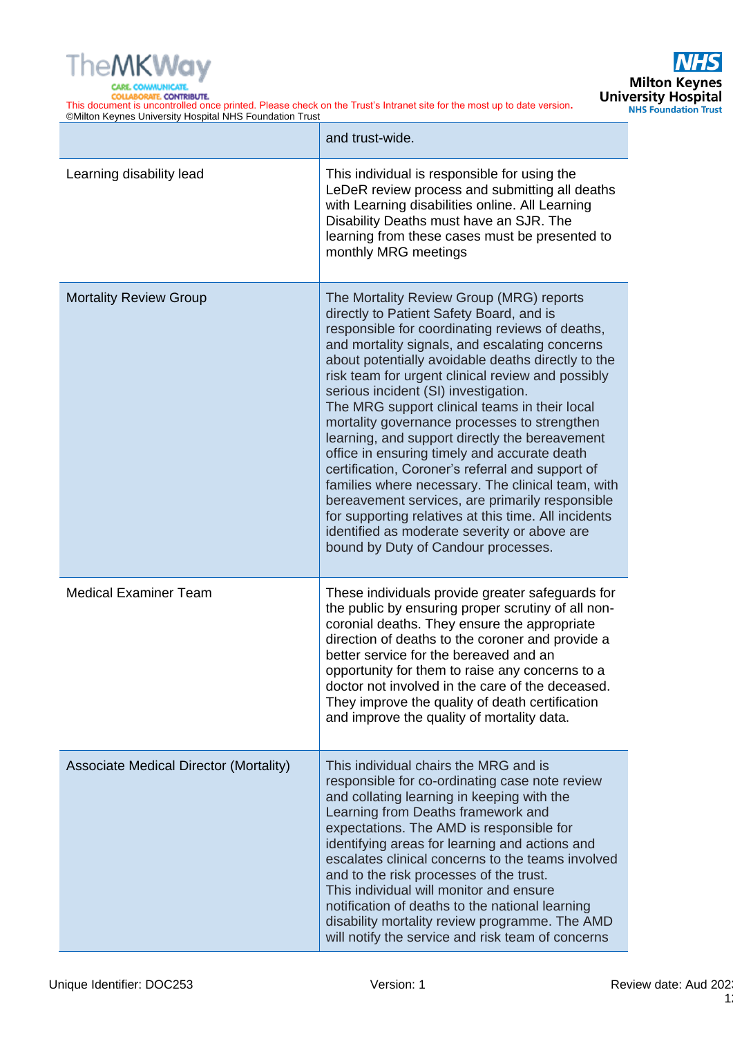| | |
|---|---|
| | and trust-wide. |
| Learning disability lead | This individual is responsible for using the LeDeR review process and submitting all deaths with Learning disabilities online. All Learning Disability Deaths must have an SJR. The learning from these cases must be presented to monthly MRG meetings |
| Mortality Review Group | The Mortality Review Group (MRG) reports directly to Patient Safety Board, and is responsible for coordinating reviews of deaths, and mortality signals, and escalating concerns about potentially avoidable deaths directly to the risk team for urgent clinical review and possibly serious incident (SI) investigation.<br>The MRG support clinical teams in their local mortality governance processes to strengthen learning, and support directly the bereavement office in ensuring timely and accurate death certification, Coroner's referral and support of families where necessary. The clinical team, with bereavement services, are primarily responsible for supporting relatives at this time. All incidents identified as moderate severity or above are bound by Duty of Candour processes. |
| Medical Examiner Team | These individuals provide greater safeguards for the public by ensuring proper scrutiny of all non-coronial deaths. They ensure the appropriate direction of deaths to the coroner and provide a better service for the bereaved and an opportunity for them to raise any concerns to a doctor not involved in the care of the deceased. They improve the quality of death certification and improve the quality of mortality data. |
| Associate Medical Director (Mortality) | This individual chairs the MRG and is responsible for co-ordinating case note review and collating learning in keeping with the Learning from Deaths framework and expectations. The AMD is responsible for identifying areas for learning and actions and escalates clinical concerns to the teams involved and to the risk processes of the trust.<br>This individual will monitor and ensure notification of deaths to the national learning disability mortality review programme. The AMD will notify the service and risk team of concerns |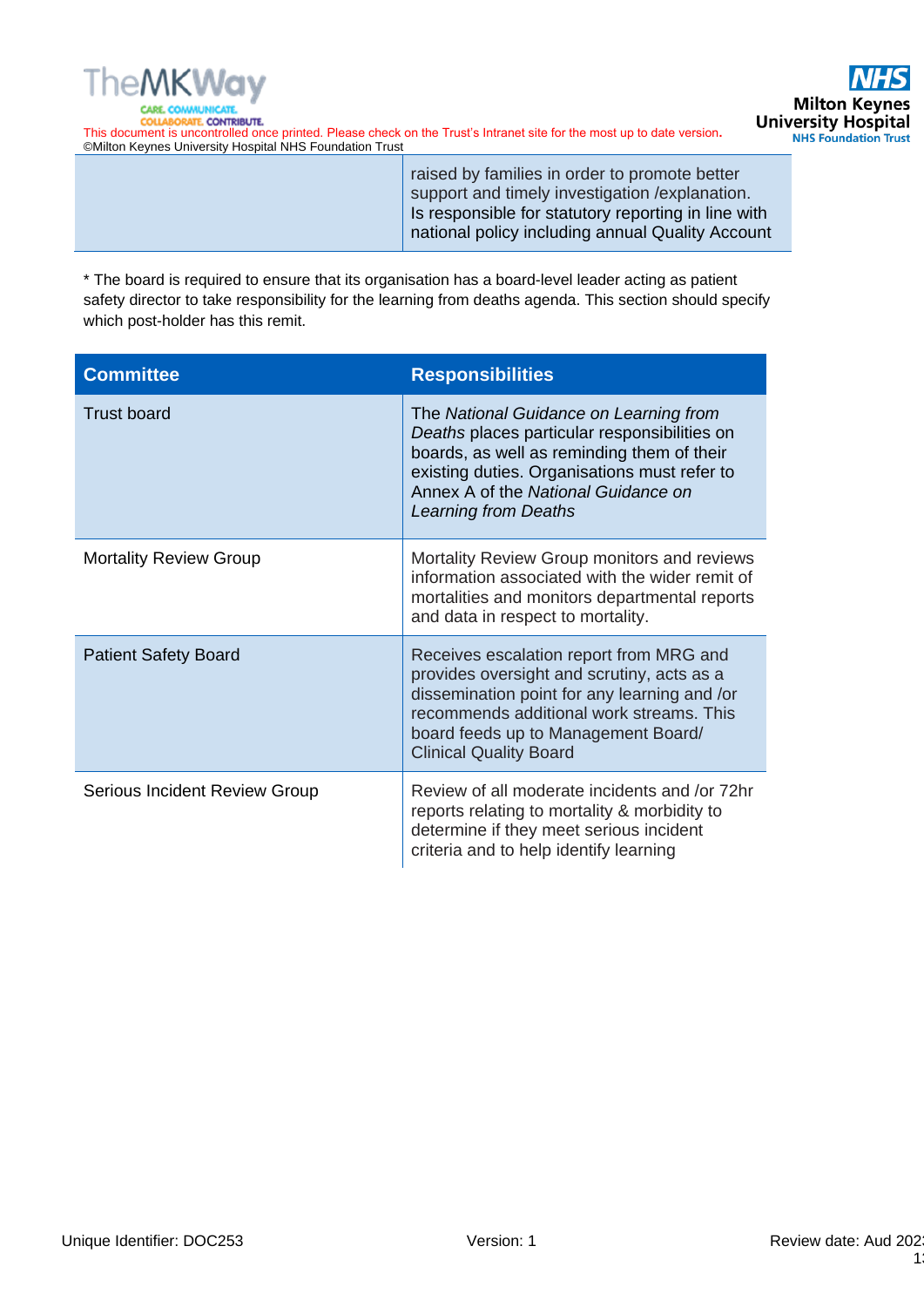| | |
|---|---|
| | raised by families in order to promote better support and timely investigation /explanation. Is responsible for statutory reporting in line with national policy including annual Quality Account |

* The board is required to ensure that its organisation has a board-level leader acting as patient safety director to take responsibility for the learning from deaths agenda. This section should specify which post-holder has this remit.

| Committee | Responsibilities |
|---|---|
| Trust board | The *National Guidance on Learning from Deaths* places particular responsibilities on boards, as well as reminding them of their existing duties. Organisations must refer to Annex A of the *National Guidance on Learning from Deaths* |
| Mortality Review Group | Mortality Review Group monitors and reviews information associated with the wider remit of mortalities and monitors departmental reports and data in respect to mortality. |
| Patient Safety Board | Receives escalation report from MRG and provides oversight and scrutiny, acts as a dissemination point for any learning and /or recommends additional work streams. This board feeds up to Management Board/ Clinical Quality Board |
| Serious Incident Review Group | Review of all moderate incidents and /or 72hr reports relating to mortality & morbidity to determine if they meet serious incident criteria and to help identify learning |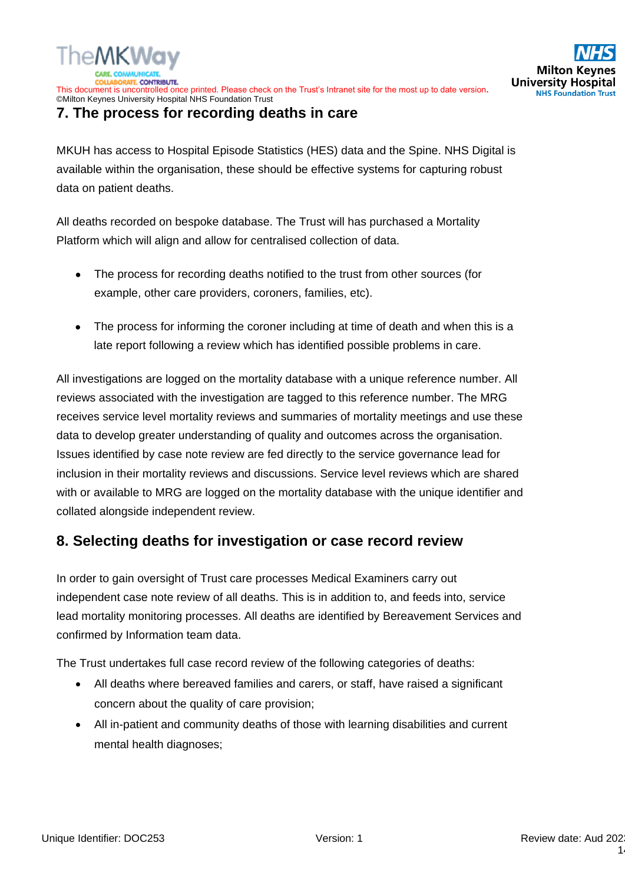## 7. The process for recording deaths in care

MKUH has access to Hospital Episode Statistics (HES) data and the Spine. NHS Digital is available within the organisation, these should be effective systems for capturing robust data on patient deaths.

All deaths recorded on bespoke database. The Trust will has purchased a Mortality Platform which will align and allow for centralised collection of data.

- The process for recording deaths notified to the trust from other sources (for example, other care providers, coroners, families, etc).
- The process for informing the coroner including at time of death and when this is a late report following a review which has identified possible problems in care.

All investigations are logged on the mortality database with a unique reference number. All reviews associated with the investigation are tagged to this reference number. The MRG receives service level mortality reviews and summaries of mortality meetings and use these data to develop greater understanding of quality and outcomes across the organisation. Issues identified by case note review are fed directly to the service governance lead for inclusion in their mortality reviews and discussions. Service level reviews which are shared with or available to MRG are logged on the mortality database with the unique identifier and collated alongside independent review.

## 8. Selecting deaths for investigation or case record review

In order to gain oversight of Trust care processes Medical Examiners carry out independent case note review of all deaths. This is in addition to, and feeds into, service lead mortality monitoring processes. All deaths are identified by Bereavement Services and confirmed by Information team data.

The Trust undertakes full case record review of the following categories of deaths:

- All deaths where bereaved families and carers, or staff, have raised a significant concern about the quality of care provision;
- All in-patient and community deaths of those with learning disabilities and current mental health diagnoses;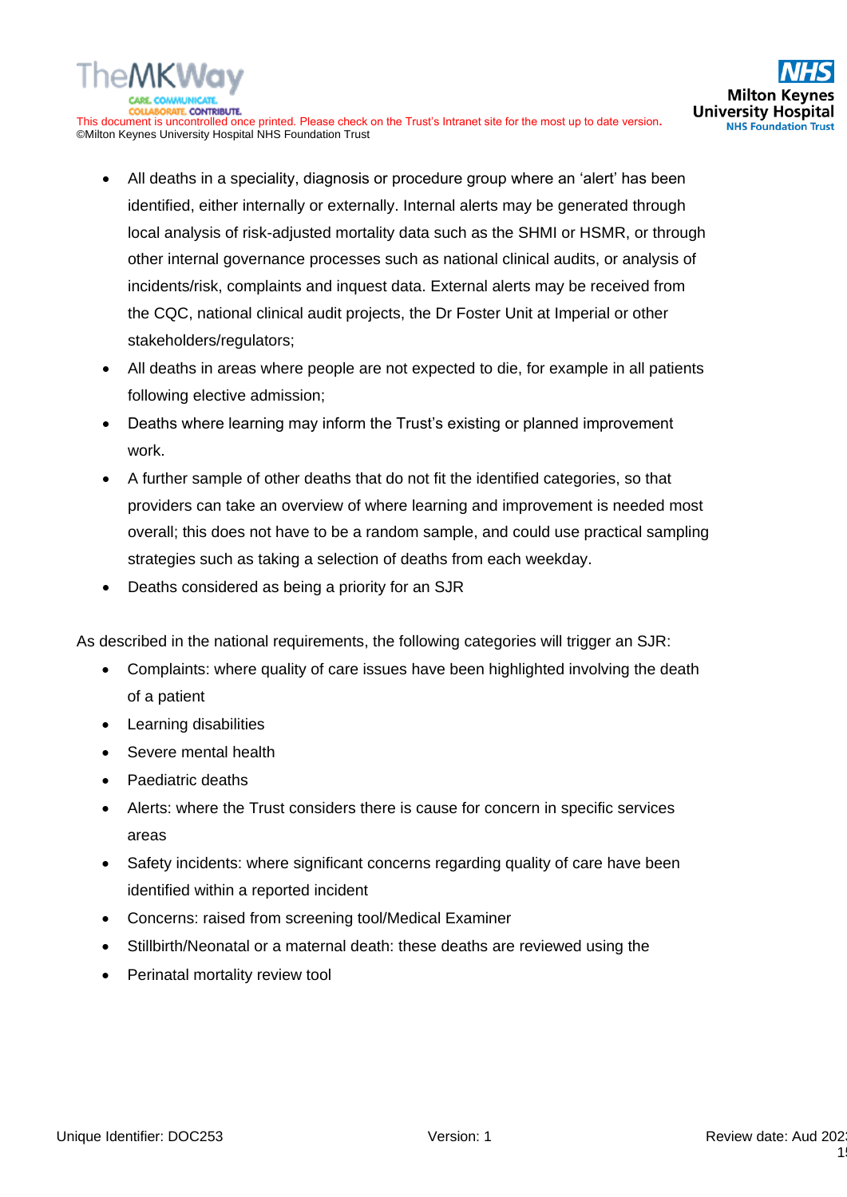- All deaths in a speciality, diagnosis or procedure group where an 'alert' has been identified, either internally or externally. Internal alerts may be generated through local analysis of risk-adjusted mortality data such as the SHMI or HSMR, or through other internal governance processes such as national clinical audits, or analysis of incidents/risk, complaints and inquest data. External alerts may be received from the CQC, national clinical audit projects, the Dr Foster Unit at Imperial or other stakeholders/regulators;
- All deaths in areas where people are not expected to die, for example in all patients following elective admission;
- Deaths where learning may inform the Trust's existing or planned improvement work.
- A further sample of other deaths that do not fit the identified categories, so that providers can take an overview of where learning and improvement is needed most overall; this does not have to be a random sample, and could use practical sampling strategies such as taking a selection of deaths from each weekday.
- Deaths considered as being a priority for an SJR

As described in the national requirements, the following categories will trigger an SJR:

- Complaints: where quality of care issues have been highlighted involving the death of a patient
- Learning disabilities
- Severe mental health
- Paediatric deaths
- Alerts: where the Trust considers there is cause for concern in specific services areas
- Safety incidents: where significant concerns regarding quality of care have been identified within a reported incident
- Concerns: raised from screening tool/Medical Examiner
- Stillbirth/Neonatal or a maternal death: these deaths are reviewed using the
- Perinatal mortality review tool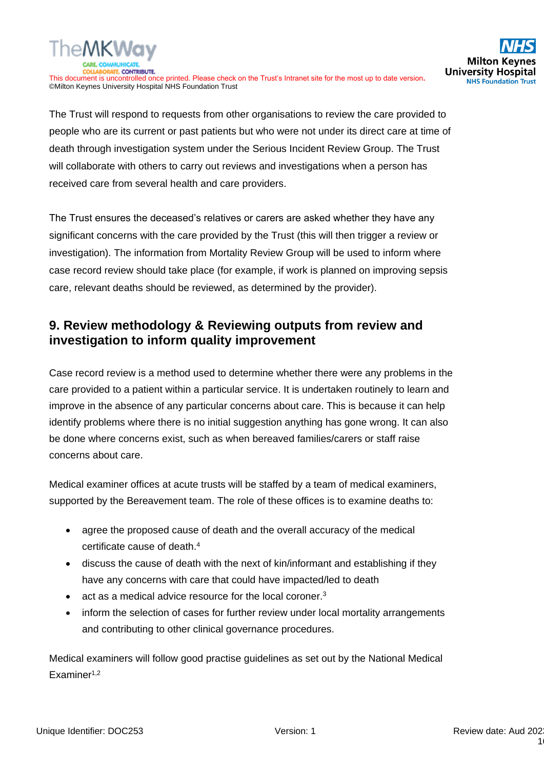The Trust will respond to requests from other organisations to review the care provided to people who are its current or past patients but who were not under its direct care at time of death through investigation system under the Serious Incident Review Group. The Trust will collaborate with others to carry out reviews and investigations when a person has received care from several health and care providers.

The Trust ensures the deceased's relatives or carers are asked whether they have any significant concerns with the care provided by the Trust (this will then trigger a review or investigation). The information from Mortality Review Group will be used to inform where case record review should take place (for example, if work is planned on improving sepsis care, relevant deaths should be reviewed, as determined by the provider).

## 9. Review methodology & Reviewing outputs from review and investigation to inform quality improvement

Case record review is a method used to determine whether there were any problems in the care provided to a patient within a particular service. It is undertaken routinely to learn and improve in the absence of any particular concerns about care. This is because it can help identify problems where there is no initial suggestion anything has gone wrong. It can also be done where concerns exist, such as when bereaved families/carers or staff raise concerns about care.

Medical examiner offices at acute trusts will be staffed by a team of medical examiners, supported by the Bereavement team. The role of these offices is to examine deaths to:

- agree the proposed cause of death and the overall accuracy of the medical certificate cause of death.[4]
- discuss the cause of death with the next of kin/informant and establishing if they have any concerns with care that could have impacted/led to death
- act as a medical advice resource for the local coroner.[3]
- inform the selection of cases for further review under local mortality arrangements and contributing to other clinical governance procedures.

Medical examiners will follow good practise guidelines as set out by the National Medical Examiner[1,2]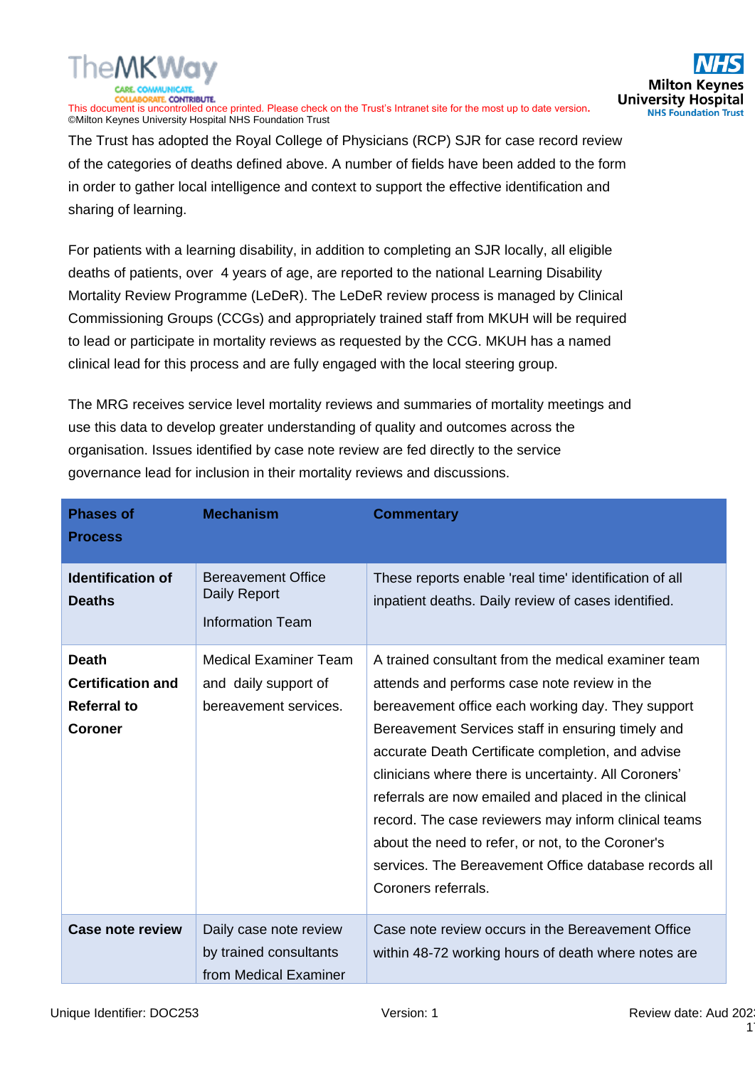The Trust has adopted the Royal College of Physicians (RCP) SJR for case record review of the categories of deaths defined above. A number of fields have been added to the form in order to gather local intelligence and context to support the effective identification and sharing of learning.

For patients with a learning disability, in addition to completing an SJR locally, all eligible deaths of patients, over 4 years of age, are reported to the national Learning Disability Mortality Review Programme (LeDeR). The LeDeR review process is managed by Clinical Commissioning Groups (CCGs) and appropriately trained staff from MKUH will be required to lead or participate in mortality reviews as requested by the CCG. MKUH has a named clinical lead for this process and are fully engaged with the local steering group.

The MRG receives service level mortality reviews and summaries of mortality meetings and use this data to develop greater understanding of quality and outcomes across the organisation. Issues identified by case note review are fed directly to the service governance lead for inclusion in their mortality reviews and discussions.

| Phases of Process | Mechanism | Commentary |
|---|---|---|
| **Identification of Deaths** | Bereavement Office Daily Report<br><br>Information Team | These reports enable 'real time' identification of all inpatient deaths. Daily review of cases identified. |
| **Death Certification and Referral to Coroner** | Medical Examiner Team and daily support of bereavement services. | A trained consultant from the medical examiner team attends and performs case note review in the bereavement office each working day. They support Bereavement Services staff in ensuring timely and accurate Death Certificate completion, and advise clinicians where there is uncertainty. All Coroners' referrals are now emailed and placed in the clinical record. The case reviewers may inform clinical teams about the need to refer, or not, to the Coroner's services. The Bereavement Office database records all Coroners referrals. |
| **Case note review** | Daily case note review by trained consultants from Medical Examiner | Case note review occurs in the Bereavement Office within 48-72 working hours of death where notes are |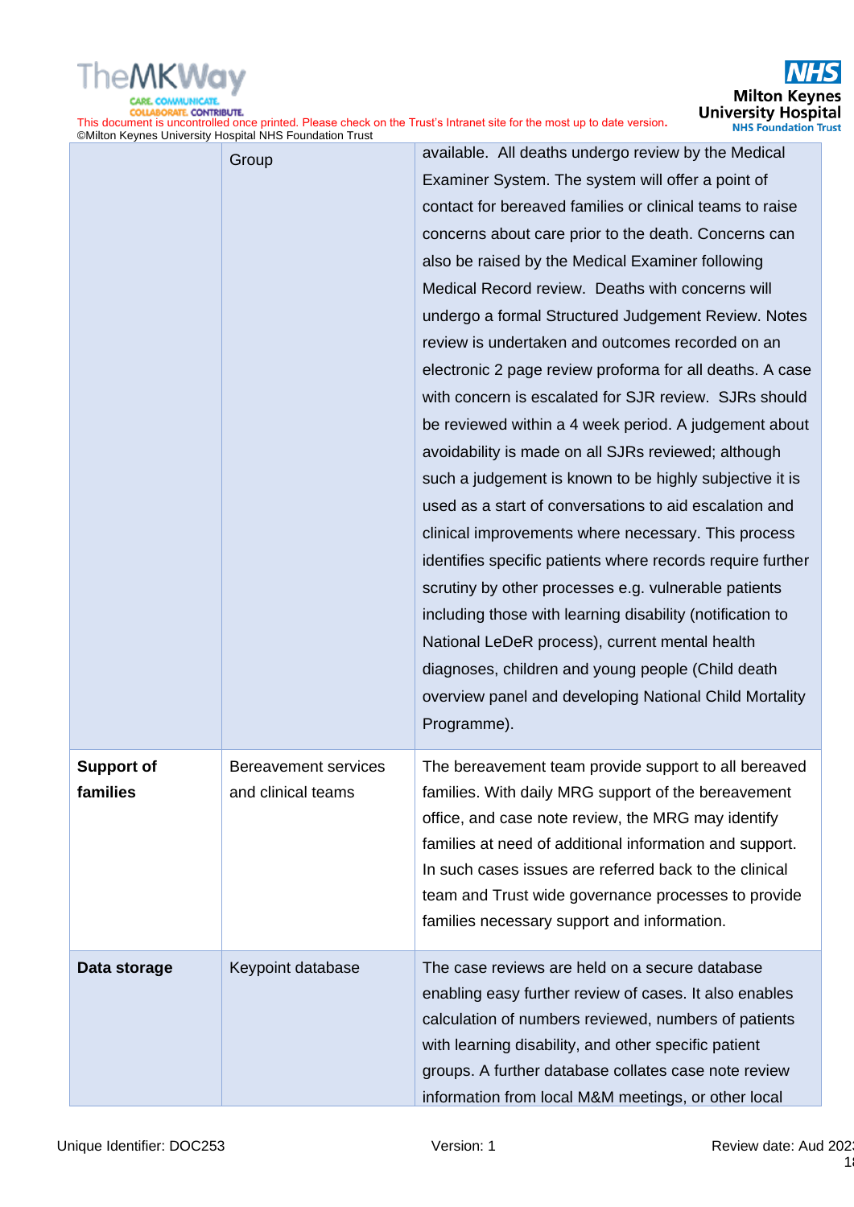| | | |
|---|---|---|
| | Group | available. All deaths undergo review by the Medical Examiner System. The system will offer a point of contact for bereaved families or clinical teams to raise concerns about care prior to the death. Concerns can also be raised by the Medical Examiner following Medical Record review. Deaths with concerns will undergo a formal Structured Judgement Review. Notes review is undertaken and outcomes recorded on an electronic 2 page review proforma for all deaths. A case with concern is escalated for SJR review. SJRs should be reviewed within a 4 week period. A judgement about avoidability is made on all SJRs reviewed; although such a judgement is known to be highly subjective it is used as a start of conversations to aid escalation and clinical improvements where necessary. This process identifies specific patients where records require further scrutiny by other processes e.g. vulnerable patients including those with learning disability (notification to National LeDeR process), current mental health diagnoses, children and young people (Child death overview panel and developing National Child Mortality Programme). |
| **Support of families** | Bereavement services and clinical teams | The bereavement team provide support to all bereaved families. With daily MRG support of the bereavement office, and case note review, the MRG may identify families at need of additional information and support. In such cases issues are referred back to the clinical team and Trust wide governance processes to provide families necessary support and information. |
| **Data storage** | Keypoint database | The case reviews are held on a secure database enabling easy further review of cases. It also enables calculation of numbers reviewed, numbers of patients with learning disability, and other specific patient groups. A further database collates case note review information from local M&M meetings, or other local |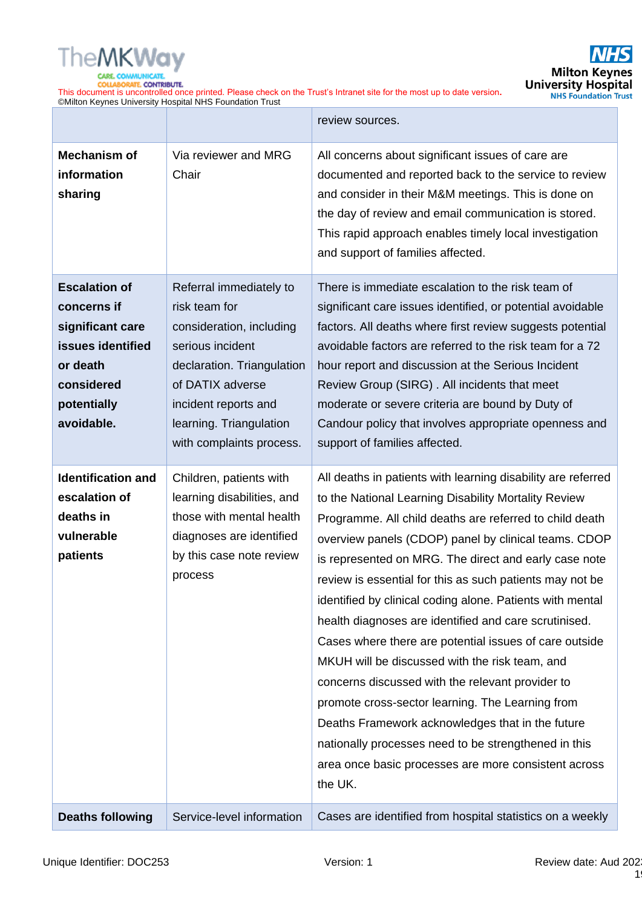| | | review sources. |
|---|---|---|
| **Mechanism of information sharing** | Via reviewer and MRG Chair | All concerns about significant issues of care are documented and reported back to the service to review and consider in their M&M meetings. This is done on the day of review and email communication is stored. This rapid approach enables timely local investigation and support of families affected. |
| **Escalation of concerns if significant care issues identified or death considered potentially avoidable.** | Referral immediately to risk team for consideration, including serious incident declaration. Triangulation of DATIX adverse incident reports and learning. Triangulation with complaints process. | There is immediate escalation to the risk team of significant care issues identified, or potential avoidable factors. All deaths where first review suggests potential avoidable factors are referred to the risk team for a 72 hour report and discussion at the Serious Incident Review Group (SIRG) . All incidents that meet moderate or severe criteria are bound by Duty of Candour policy that involves appropriate openness and support of families affected. |
| **Identification and escalation of deaths in vulnerable patients** | Children, patients with learning disabilities, and those with mental health diagnoses are identified by this case note review process | All deaths in patients with learning disability are referred to the National Learning Disability Mortality Review Programme. All child deaths are referred to child death overview panels (CDOP) panel by clinical teams. CDOP is represented on MRG. The direct and early case note review is essential for this as such patients may not be identified by clinical coding alone. Patients with mental health diagnoses are identified and care scrutinised. Cases where there are potential issues of care outside MKUH will be discussed with the risk team, and concerns discussed with the relevant provider to promote cross-sector learning. The Learning from Deaths Framework acknowledges that in the future nationally processes need to be strengthened in this area once basic processes are more consistent across the UK. |
| **Deaths following** | Service-level information | Cases are identified from hospital statistics on a weekly |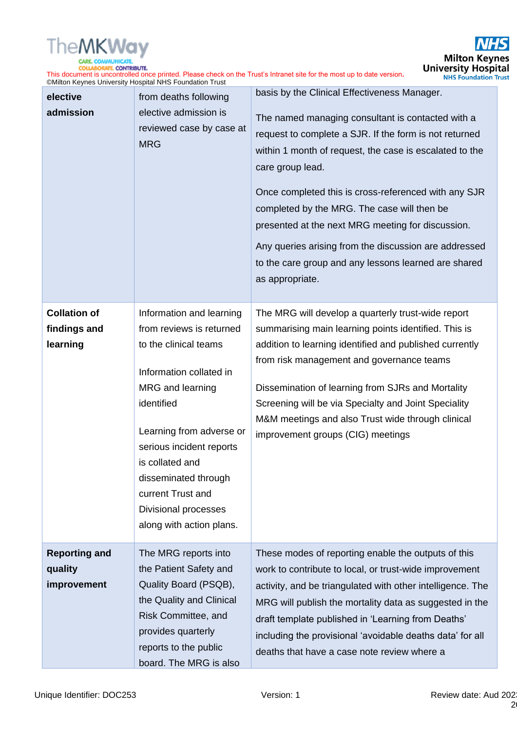| | | |
|---|---|---|
| **elective admission** | from deaths following elective admission is reviewed case by case at MRG | basis by the Clinical Effectiveness Manager.<br><br>The named managing consultant is contacted with a request to complete a SJR. If the form is not returned within 1 month of request, the case is escalated to the care group lead.<br><br>Once completed this is cross-referenced with any SJR completed by the MRG. The case will then be presented at the next MRG meeting for discussion.<br><br>Any queries arising from the discussion are addressed to the care group and any lessons learned are shared as appropriate. |
| **Collation of findings and learning** | Information and learning from reviews is returned to the clinical teams<br><br>Information collated in MRG and learning identified<br><br>Learning from adverse or serious incident reports is collated and disseminated through current Trust and Divisional processes along with action plans. | The MRG will develop a quarterly trust-wide report summarising main learning points identified. This is addition to learning identified and published currently from risk management and governance teams<br><br>Dissemination of learning from SJRs and Mortality Screening will be via Specialty and Joint Speciality M&M meetings and also Trust wide through clinical improvement groups (CIG) meetings |
| **Reporting and quality improvement** | The MRG reports into the Patient Safety and Quality Board (PSQB), the Quality and Clinical Risk Committee, and provides quarterly reports to the public board. The MRG is also | These modes of reporting enable the outputs of this work to contribute to local, or trust-wide improvement activity, and be triangulated with other intelligence. The MRG will publish the mortality data as suggested in the draft template published in 'Learning from Deaths' including the provisional 'avoidable deaths data' for all deaths that have a case note review where a |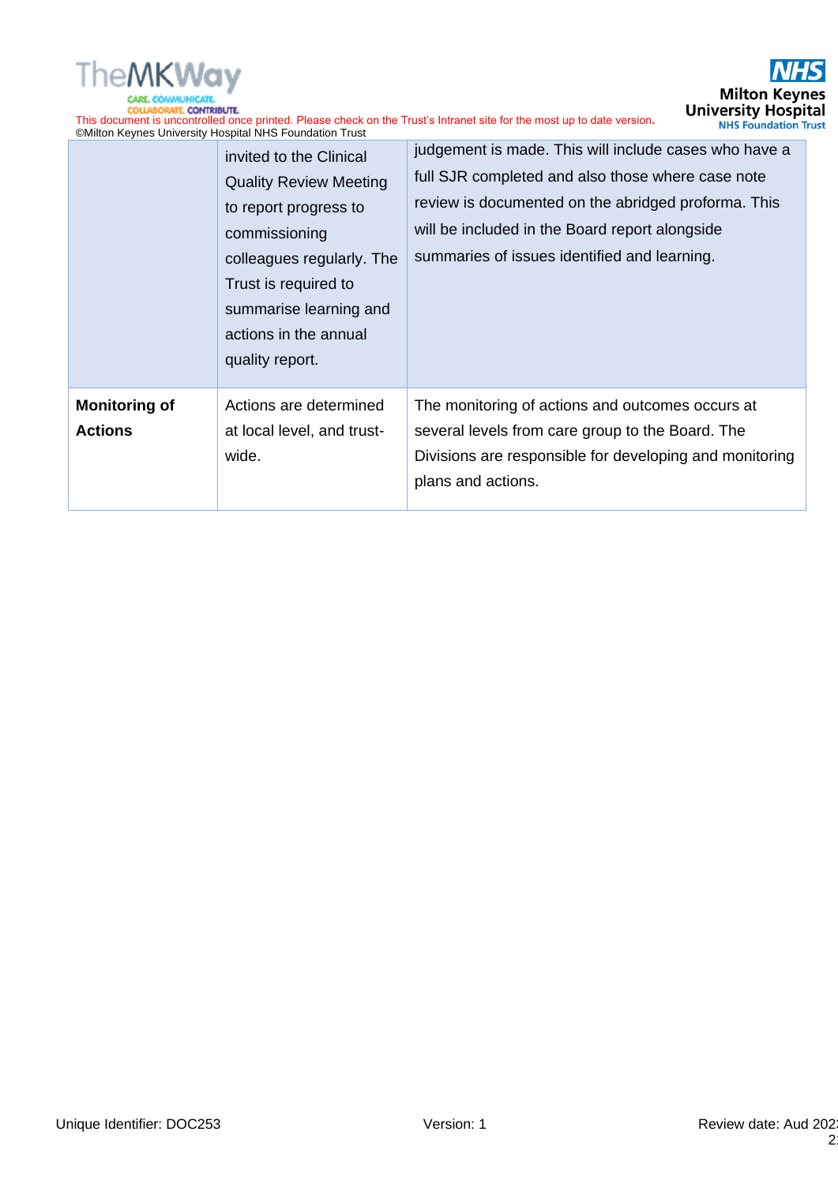|  |  |  |
|---|---|---|
|  | invited to the Clinical Quality Review Meeting to report progress to commissioning colleagues regularly. The Trust is required to summarise learning and actions in the annual quality report. | judgement is made. This will include cases who have a full SJR completed and also those where case note review is documented on the abridged proforma. This will be included in the Board report alongside summaries of issues identified and learning. |
| **Monitoring of Actions** | Actions are determined at local level, and trust-wide. | The monitoring of actions and outcomes occurs at several levels from care group to the Board. The Divisions are responsible for developing and monitoring plans and actions. |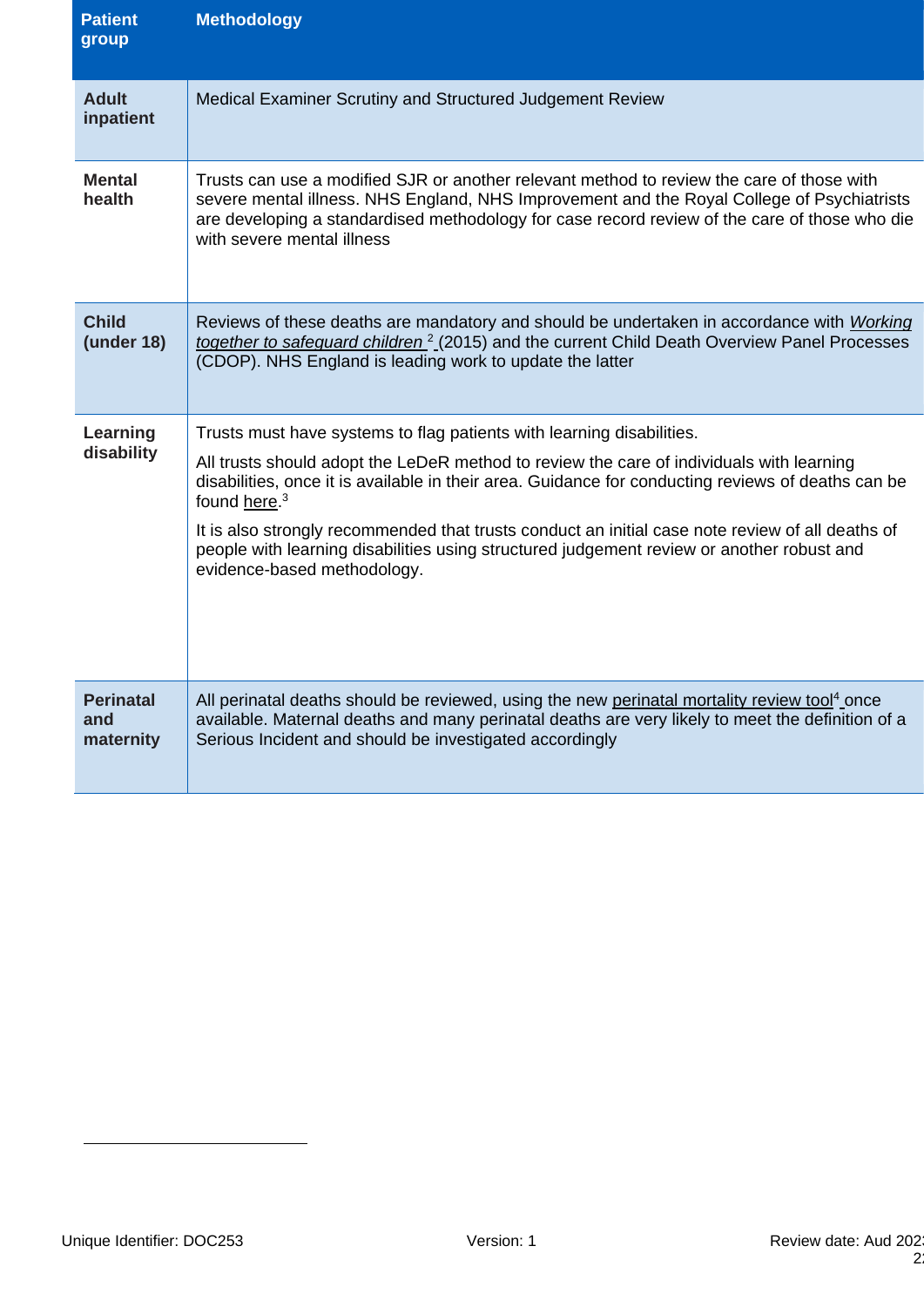| Patient group | Methodology |
|---|---|
| **Adult inpatient** | Medical Examiner Scrutiny and Structured Judgement Review |
| **Mental health** | Trusts can use a modified SJR or another relevant method to review the care of those with severe mental illness. NHS England, NHS Improvement and the Royal College of Psychiatrists are developing a standardised methodology for case record review of the care of those who die with severe mental illness |
| **Child (under 18)** | Reviews of these deaths are mandatory and should be undertaken in accordance with *Working together to safeguard children* [2] (2015) and the current Child Death Overview Panel Processes (CDOP). NHS England is leading work to update the latter |
| **Learning disability** | Trusts must have systems to flag patients with learning disabilities. All trusts should adopt the LeDeR method to review the care of individuals with learning disabilities, once it is available in their area. Guidance for conducting reviews of deaths can be found here.[3] It is also strongly recommended that trusts conduct an initial case note review of all deaths of people with learning disabilities using structured judgement review or another robust and evidence-based methodology. |
| **Perinatal and maternity** | All perinatal deaths should be reviewed, using the new perinatal mortality review tool[4] once available. Maternal deaths and many perinatal deaths are very likely to meet the definition of a Serious Incident and should be investigated accordingly |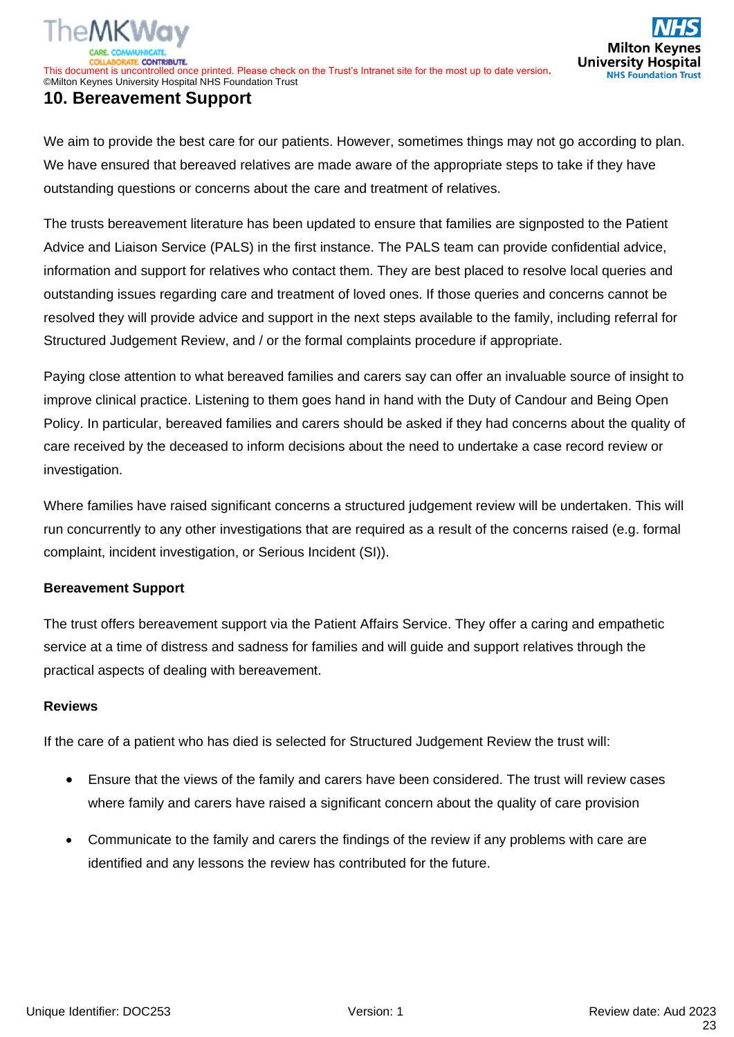## 10. Bereavement Support

We aim to provide the best care for our patients. However, sometimes things may not go according to plan. We have ensured that bereaved relatives are made aware of the appropriate steps to take if they have outstanding questions or concerns about the care and treatment of relatives.

The trusts bereavement literature has been updated to ensure that families are signposted to the Patient Advice and Liaison Service (PALS) in the first instance. The PALS team can provide confidential advice, information and support for relatives who contact them. They are best placed to resolve local queries and outstanding issues regarding care and treatment of loved ones. If those queries and concerns cannot be resolved they will provide advice and support in the next steps available to the family, including referral for Structured Judgement Review, and / or the formal complaints procedure if appropriate.

Paying close attention to what bereaved families and carers say can offer an invaluable source of insight to improve clinical practice. Listening to them goes hand in hand with the Duty of Candour and Being Open Policy. In particular, bereaved families and carers should be asked if they had concerns about the quality of care received by the deceased to inform decisions about the need to undertake a case record review or investigation.

Where families have raised significant concerns a structured judgement review will be undertaken. This will run concurrently to any other investigations that are required as a result of the concerns raised (e.g. formal complaint, incident investigation, or Serious Incident (SI)).

**Bereavement Support**

The trust offers bereavement support via the Patient Affairs Service. They offer a caring and empathetic service at a time of distress and sadness for families and will guide and support relatives through the practical aspects of dealing with bereavement.

**Reviews**

If the care of a patient who has died is selected for Structured Judgement Review the trust will:

- Ensure that the views of the family and carers have been considered. The trust will review cases where family and carers have raised a significant concern about the quality of care provision
- Communicate to the family and carers the findings of the review if any problems with care are identified and any lessons the review has contributed for the future.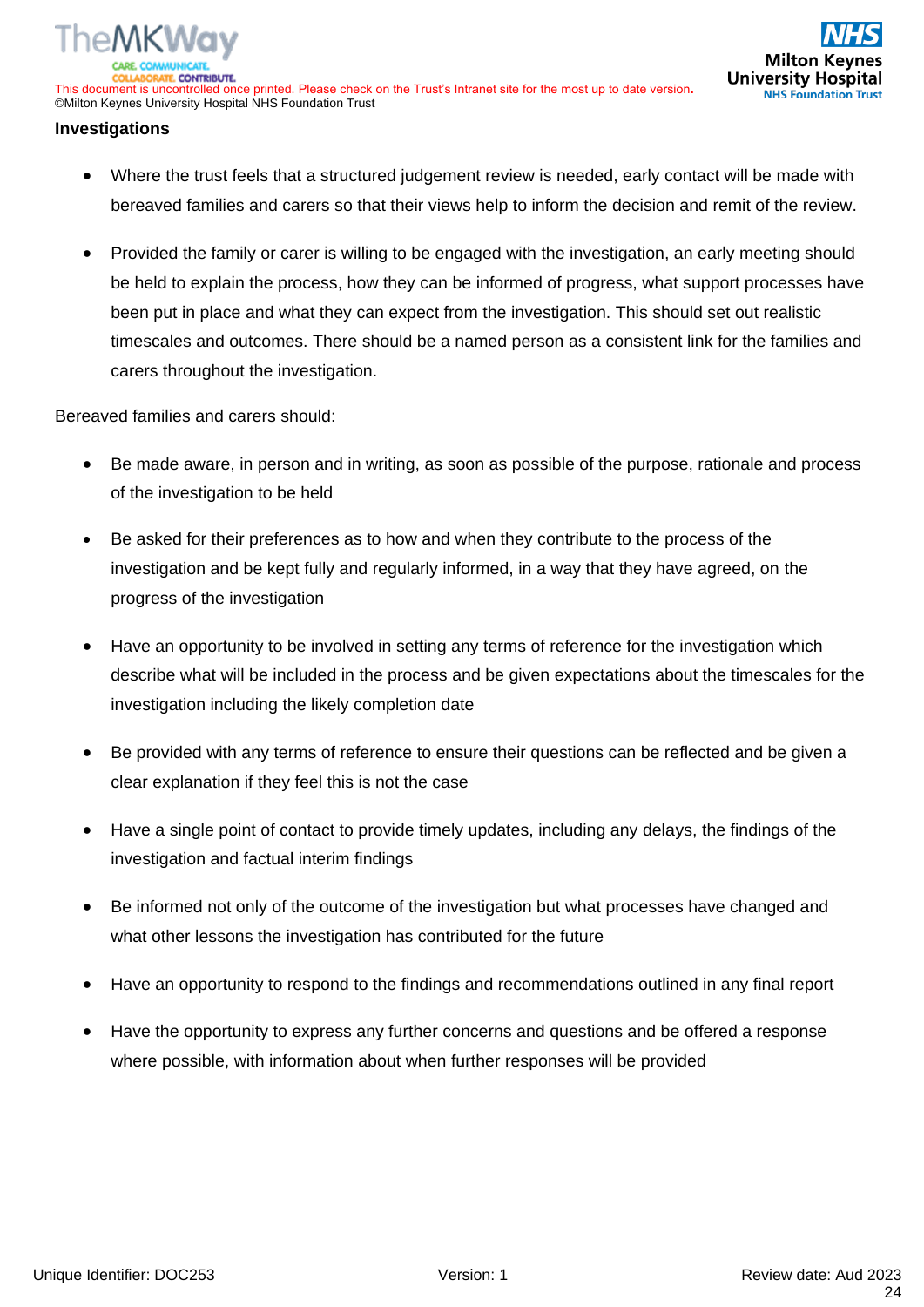**Investigations**

- Where the trust feels that a structured judgement review is needed, early contact will be made with bereaved families and carers so that their views help to inform the decision and remit of the review.
- Provided the family or carer is willing to be engaged with the investigation, an early meeting should be held to explain the process, how they can be informed of progress, what support processes have been put in place and what they can expect from the investigation. This should set out realistic timescales and outcomes. There should be a named person as a consistent link for the families and carers throughout the investigation.

Bereaved families and carers should:

- Be made aware, in person and in writing, as soon as possible of the purpose, rationale and process of the investigation to be held
- Be asked for their preferences as to how and when they contribute to the process of the investigation and be kept fully and regularly informed, in a way that they have agreed, on the progress of the investigation
- Have an opportunity to be involved in setting any terms of reference for the investigation which describe what will be included in the process and be given expectations about the timescales for the investigation including the likely completion date
- Be provided with any terms of reference to ensure their questions can be reflected and be given a clear explanation if they feel this is not the case
- Have a single point of contact to provide timely updates, including any delays, the findings of the investigation and factual interim findings
- Be informed not only of the outcome of the investigation but what processes have changed and what other lessons the investigation has contributed for the future
- Have an opportunity to respond to the findings and recommendations outlined in any final report
- Have the opportunity to express any further concerns and questions and be offered a response where possible, with information about when further responses will be provided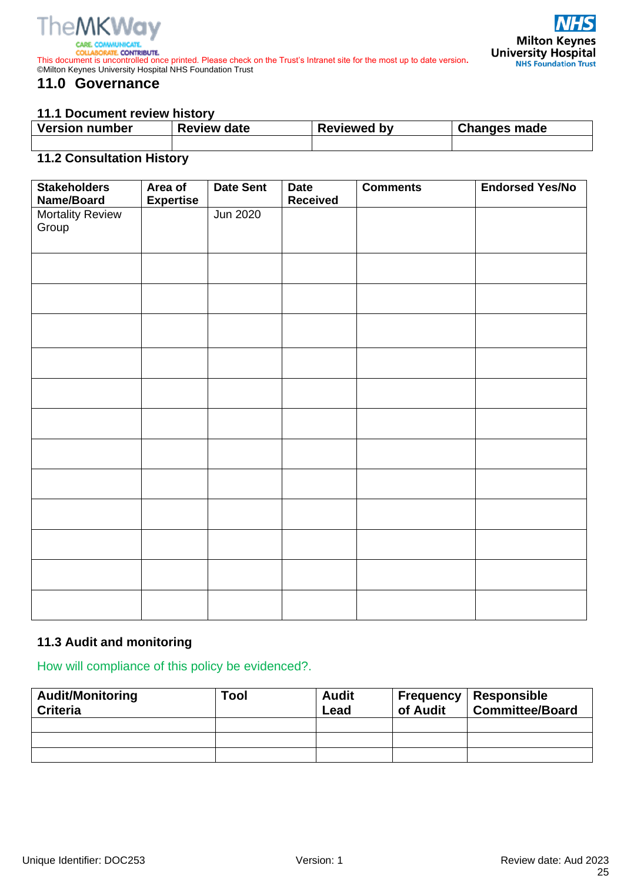## 11.0 Governance

### 11.1 Document review history

| Version number | Review date | Reviewed by | Changes made |
|---|---|---|---|
| | | | |

### 11.2 Consultation History

| Stakeholders Name/Board | Area of Expertise | Date Sent | Date Received | Comments | Endorsed Yes/No |
|---|---|---|---|---|---|
| Mortality Review Group | | Jun 2020 | | | |
| | | | | | |
| | | | | | |
| | | | | | |
| | | | | | |
| | | | | | |
| | | | | | |
| | | | | | |
| | | | | | |
| | | | | | |
| | | | | | |
| | | | | | |
| | | | | | |

### 11.3 Audit and monitoring

How will compliance of this policy be evidenced?.

| Audit/Monitoring Criteria | Tool | Audit Lead | Frequency of Audit | Responsible Committee/Board |
|---|---|---|---|---|
| | | | | |
| | | | | |
| | | | | |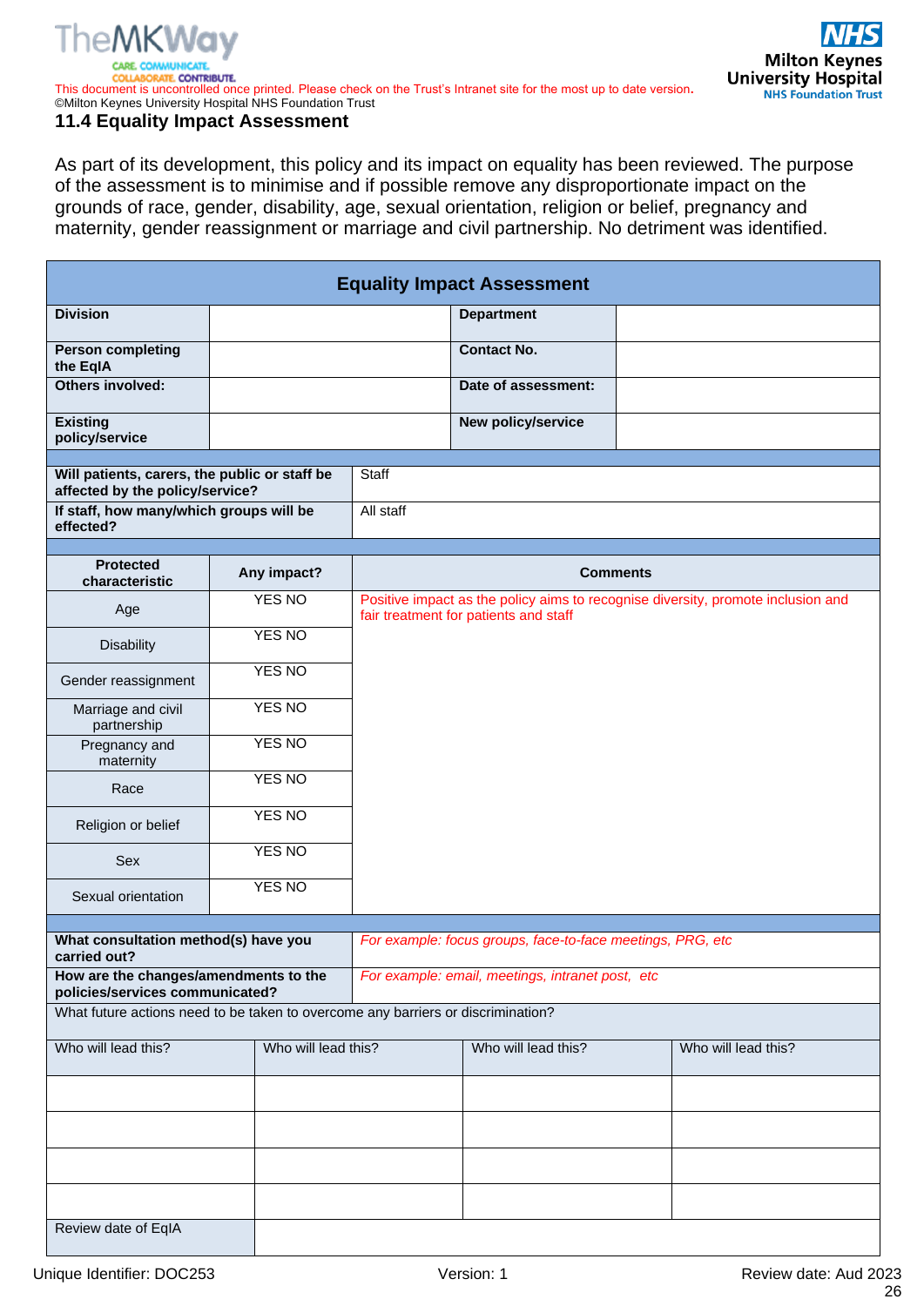## 11.4 Equality Impact Assessment

As part of its development, this policy and its impact on equality has been reviewed. The purpose of the assessment is to minimise and if possible remove any disproportionate impact on the grounds of race, gender, disability, age, sexual orientation, religion or belief, pregnancy and maternity, gender reassignment or marriage and civil partnership. No detriment was identified.

| Equality Impact Assessment | | | |
|---|---|---|---|
| **Division** | | **Department** | |
| **Person completing the EqIA** | | **Contact No.** | |
| **Others involved:** | | **Date of assessment:** | |
| **Existing policy/service** | | **New policy/service** | |

| | |
|---|---|
| **Will patients, carers, the public or staff be affected by the policy/service?** | Staff |
| **If staff, how many/which groups will be effected?** | All staff |

| **Protected characteristic** | **Any impact?** | **Comments** |
|---|---|---|
| Age | YES NO | Positive impact as the policy aims to recognise diversity, promote inclusion and fair treatment for patients and staff |
| Disability | YES NO | |
| Gender reassignment | YES NO | |
| Marriage and civil partnership | YES NO | |
| Pregnancy and maternity | YES NO | |
| Race | YES NO | |
| Religion or belief | YES NO | |
| Sex | YES NO | |
| Sexual orientation | YES NO | |

| | |
|---|---|
| **What consultation method(s) have you carried out?** | *For example: focus groups, face-to-face meetings, PRG, etc* |
| **How are the changes/amendments to the policies/services communicated?** | *For example: email, meetings, intranet post, etc* |

| What future actions need to be taken to overcome any barriers or discrimination? | | | |
|---|---|---|---|
| Who will lead this? | Who will lead this? | Who will lead this? | Who will lead this? |
| | | | |
| | | | |
| | | | |
| | | | |
| Review date of EqIA | | | |

Unique Identifier: DOC253 | Version: 1 | Review date: Aud 2023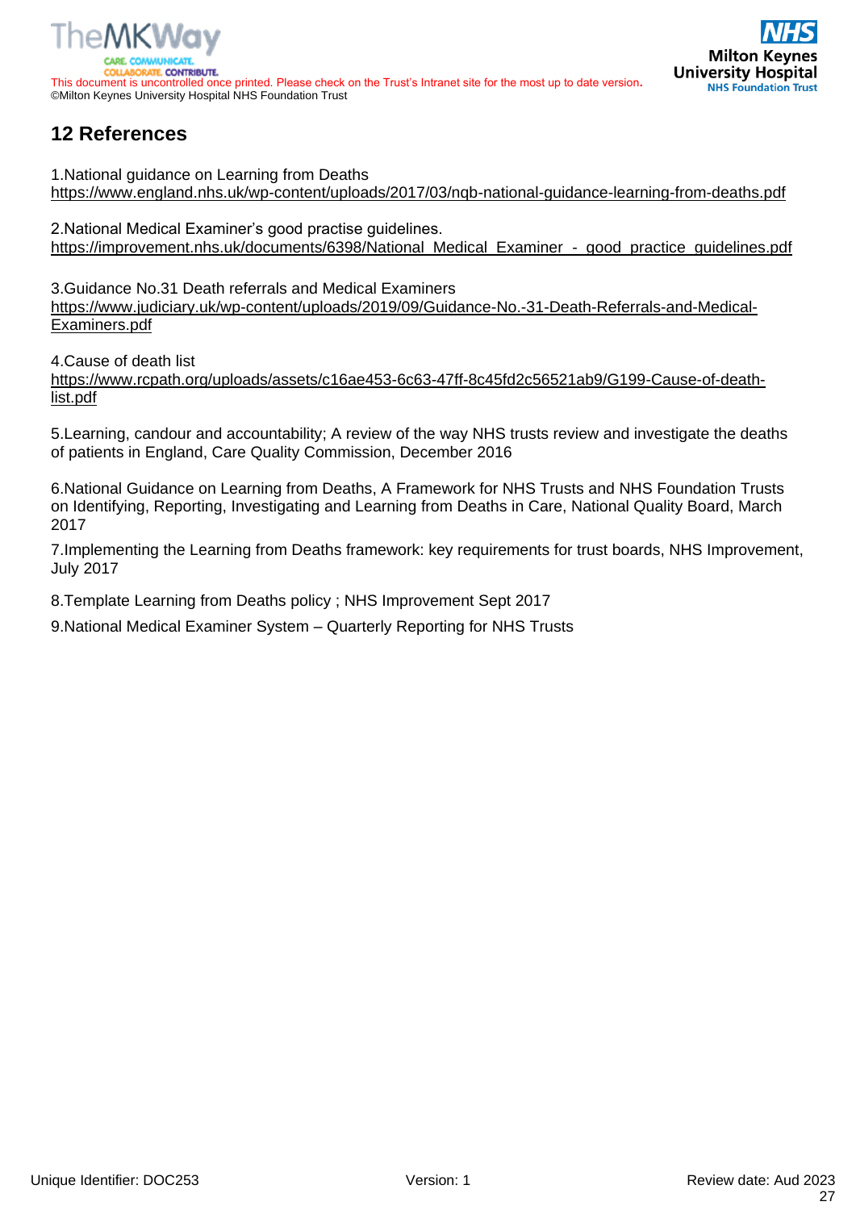## 12 References

1.National guidance on Learning from Deaths
https://www.england.nhs.uk/wp-content/uploads/2017/03/nqb-national-guidance-learning-from-deaths.pdf

2.National Medical Examiner's good practise guidelines.
https://improvement.nhs.uk/documents/6398/National_Medical_Examiner_-_good_practice_guidelines.pdf

3.Guidance No.31 Death referrals and Medical Examiners
https://www.judiciary.uk/wp-content/uploads/2019/09/Guidance-No.-31-Death-Referrals-and-Medical-Examiners.pdf

4.Cause of death list
https://www.rcpath.org/uploads/assets/c16ae453-6c63-47ff-8c45fd2c56521ab9/G199-Cause-of-death-list.pdf

5.Learning, candour and accountability; A review of the way NHS trusts review and investigate the deaths of patients in England, Care Quality Commission, December 2016

6.National Guidance on Learning from Deaths, A Framework for NHS Trusts and NHS Foundation Trusts on Identifying, Reporting, Investigating and Learning from Deaths in Care, National Quality Board, March 2017

7.Implementing the Learning from Deaths framework: key requirements for trust boards, NHS Improvement, July 2017

8.Template Learning from Deaths policy ; NHS Improvement Sept 2017

9.National Medical Examiner System – Quarterly Reporting for NHS Trusts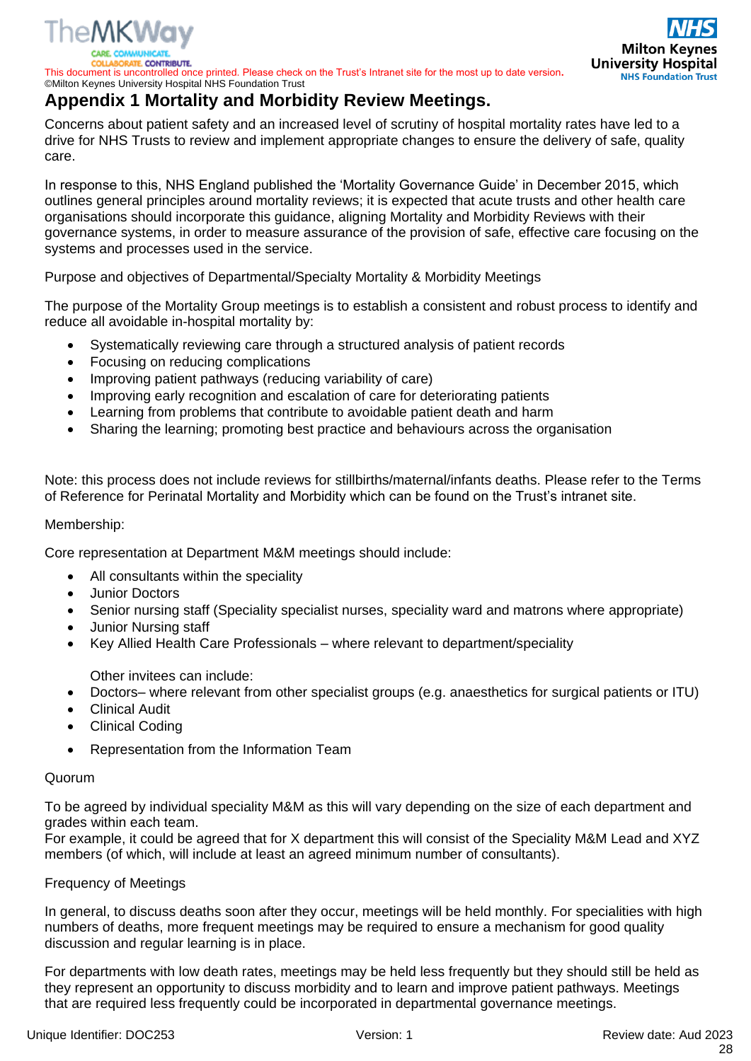# Appendix 1 Mortality and Morbidity Review Meetings.

Concerns about patient safety and an increased level of scrutiny of hospital mortality rates have led to a drive for NHS Trusts to review and implement appropriate changes to ensure the delivery of safe, quality care.

In response to this, NHS England published the 'Mortality Governance Guide' in December 2015, which outlines general principles around mortality reviews; it is expected that acute trusts and other health care organisations should incorporate this guidance, aligning Mortality and Morbidity Reviews with their governance systems, in order to measure assurance of the provision of safe, effective care focusing on the systems and processes used in the service.

Purpose and objectives of Departmental/Specialty Mortality & Morbidity Meetings

The purpose of the Mortality Group meetings is to establish a consistent and robust process to identify and reduce all avoidable in-hospital mortality by:

- Systematically reviewing care through a structured analysis of patient records
- Focusing on reducing complications
- Improving patient pathways (reducing variability of care)
- Improving early recognition and escalation of care for deteriorating patients
- Learning from problems that contribute to avoidable patient death and harm
- Sharing the learning; promoting best practice and behaviours across the organisation

Note: this process does not include reviews for stillbirths/maternal/infants deaths. Please refer to the Terms of Reference for Perinatal Mortality and Morbidity which can be found on the Trust's intranet site.

Membership:

Core representation at Department M&M meetings should include:

- All consultants within the speciality
- Junior Doctors
- Senior nursing staff (Speciality specialist nurses, speciality ward and matrons where appropriate)
- Junior Nursing staff
- Key Allied Health Care Professionals – where relevant to department/speciality

Other invitees can include:

- Doctors– where relevant from other specialist groups (e.g. anaesthetics for surgical patients or ITU)
- Clinical Audit
- Clinical Coding
- Representation from the Information Team

Quorum

To be agreed by individual speciality M&M as this will vary depending on the size of each department and grades within each team.
For example, it could be agreed that for X department this will consist of the Speciality M&M Lead and XYZ members (of which, will include at least an agreed minimum number of consultants).

Frequency of Meetings

In general, to discuss deaths soon after they occur, meetings will be held monthly. For specialities with high numbers of deaths, more frequent meetings may be required to ensure a mechanism for good quality discussion and regular learning is in place.

For departments with low death rates, meetings may be held less frequently but they should still be held as they represent an opportunity to discuss morbidity and to learn and improve patient pathways. Meetings that are required less frequently could be incorporated in departmental governance meetings.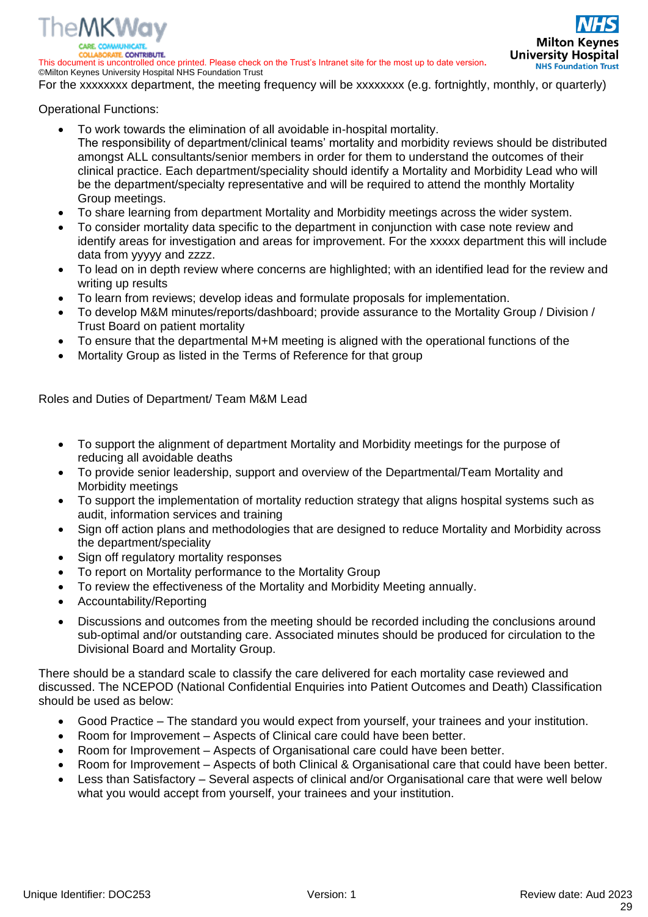For the xxxxxxxx department, the meeting frequency will be xxxxxxxx (e.g. fortnightly, monthly, or quarterly)

Operational Functions:

- To work towards the elimination of all avoidable in-hospital mortality.
  The responsibility of department/clinical teams' mortality and morbidity reviews should be distributed amongst ALL consultants/senior members in order for them to understand the outcomes of their clinical practice. Each department/speciality should identify a Mortality and Morbidity Lead who will be the department/specialty representative and will be required to attend the monthly Mortality Group meetings.
- To share learning from department Mortality and Morbidity meetings across the wider system.
- To consider mortality data specific to the department in conjunction with case note review and identify areas for investigation and areas for improvement. For the xxxxx department this will include data from yyyyy and zzzz.
- To lead on in depth review where concerns are highlighted; with an identified lead for the review and writing up results
- To learn from reviews; develop ideas and formulate proposals for implementation.
- To develop M&M minutes/reports/dashboard; provide assurance to the Mortality Group / Division / Trust Board on patient mortality
- To ensure that the departmental M+M meeting is aligned with the operational functions of the
- Mortality Group as listed in the Terms of Reference for that group

Roles and Duties of Department/ Team M&M Lead

- To support the alignment of department Mortality and Morbidity meetings for the purpose of reducing all avoidable deaths
- To provide senior leadership, support and overview of the Departmental/Team Mortality and Morbidity meetings
- To support the implementation of mortality reduction strategy that aligns hospital systems such as audit, information services and training
- Sign off action plans and methodologies that are designed to reduce Mortality and Morbidity across the department/speciality
- Sign off regulatory mortality responses
- To report on Mortality performance to the Mortality Group
- To review the effectiveness of the Mortality and Morbidity Meeting annually.
- Accountability/Reporting
- Discussions and outcomes from the meeting should be recorded including the conclusions around sub-optimal and/or outstanding care. Associated minutes should be produced for circulation to the Divisional Board and Mortality Group.

There should be a standard scale to classify the care delivered for each mortality case reviewed and discussed. The NCEPOD (National Confidential Enquiries into Patient Outcomes and Death) Classification should be used as below:

- Good Practice – The standard you would expect from yourself, your trainees and your institution.
- Room for Improvement – Aspects of Clinical care could have been better.
- Room for Improvement – Aspects of Organisational care could have been better.
- Room for Improvement – Aspects of both Clinical & Organisational care that could have been better.
- Less than Satisfactory – Several aspects of clinical and/or Organisational care that were well below what you would accept from yourself, your trainees and your institution.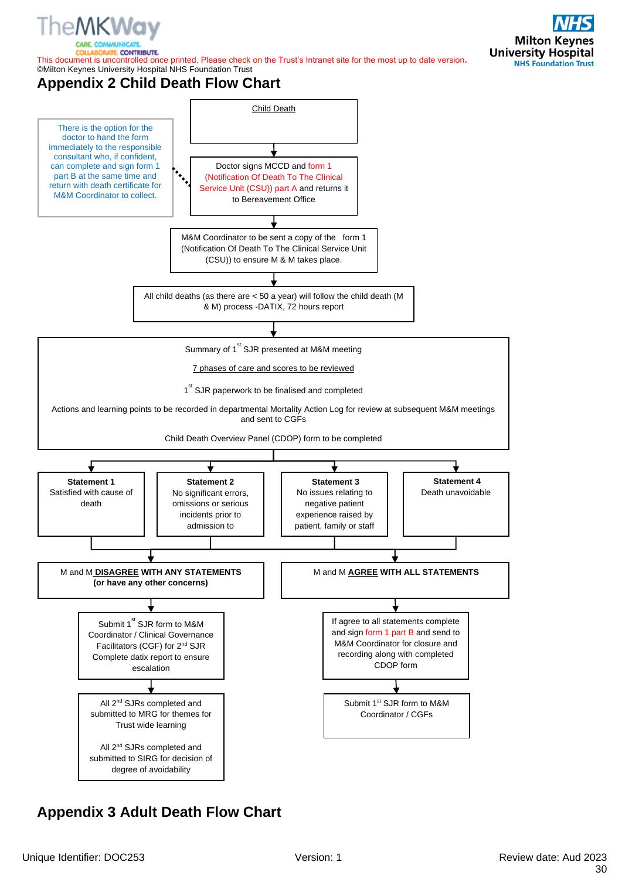This document is uncontrolled once printed. Please check on the Trust's Intranet site for the most up to date version.
©Milton Keynes University Hospital NHS Foundation Trust

# Appendix 2 Child Death Flow Chart

Child Death

↓

Doctor signs MCCD and form 1 (Notification Of Death To The Clinical Service Unit (CSU)) part A and returns it to Bereavement Office

> There is the option for the doctor to hand the form immediately to the responsible consultant who, if confident, can complete and sign form 1 part B at the same time and return with death certificate for M&M Coordinator to collect.

↓

M&M Coordinator to be sent a copy of the form 1 (Notification Of Death To The Clinical Service Unit (CSU)) to ensure M & M takes place.

↓

All child deaths (as there are < 50 a year) will follow the child death (M & M) process -DATIX, 72 hours report

↓

Summary of 1st SJR presented at M&M meeting

7 phases of care and scores to be reviewed

1st SJR paperwork to be finalised and completed

Actions and learning points to be recorded in departmental Mortality Action Log for review at subsequent M&M meetings and sent to CGFs

Child Death Overview Panel (CDOP) form to be completed

↓

- **Statement 1** Satisfied with cause of death
- **Statement 2** No significant errors, omissions or serious incidents prior to admission to
- **Statement 3** No issues relating to negative patient experience raised by patient, family or staff
- **Statement 4** Death unavoidable

↓

**M and M DISAGREE WITH ANY STATEMENTS (or have any other concerns)**

↓

Submit 1st SJR form to M&M Coordinator / Clinical Governance Facilitators (CGF) for 2nd SJR Complete datix report to ensure escalation

↓

All 2nd SJRs completed and submitted to MRG for themes for Trust wide learning

All 2nd SJRs completed and submitted to SIRG for decision of degree of avoidability

**M and M AGREE WITH ALL STATEMENTS**

↓

If agree to all statements complete and sign form 1 part B and send to M&M Coordinator for closure and recording along with completed CDOP form

↓

Submit 1st SJR form to M&M Coordinator / CGFs

# Appendix 3 Adult Death Flow Chart

Unique Identifier: DOC253 Version: 1 Review date: Aud 2023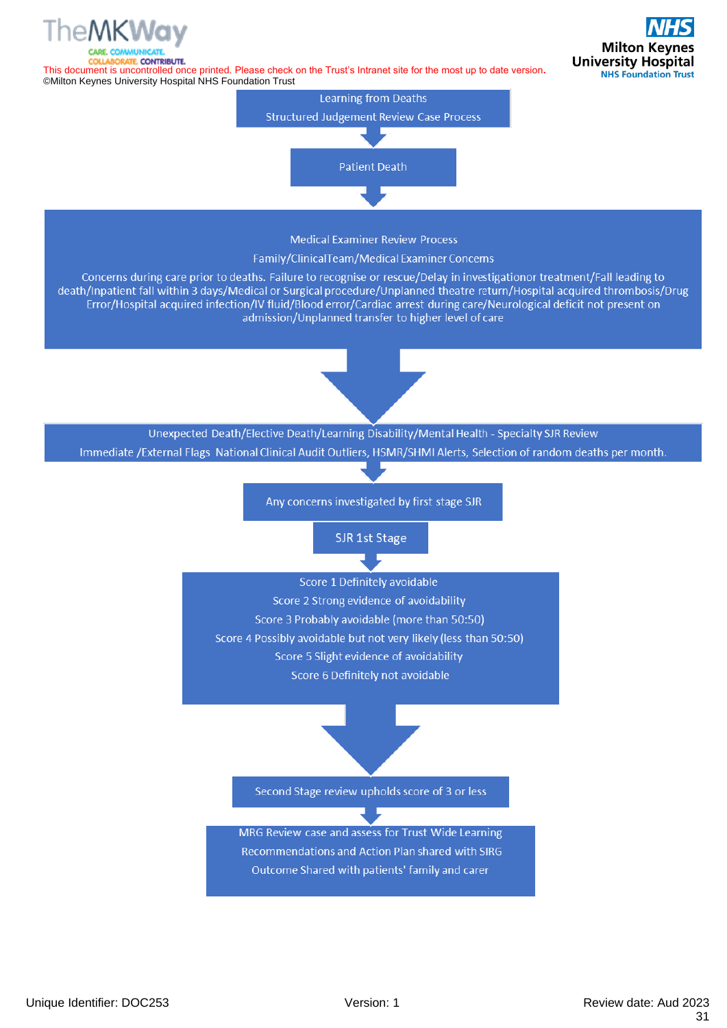This document is uncontrolled once printed. Please check on the Trust's Intranet site for the most up to date version.
©Milton Keynes University Hospital NHS Foundation Trust

Learning from Deaths

Structured Judgement Review Case Process

Patient Death

Medical Examiner Review Process

Family/ClinicalTeam/Medical Examiner Concerns

Concerns during care prior to deaths. Failure to recognise or rescue/Delay in investigationor treatment/Fall leading to death/Inpatient fall within 3 days/Medical or Surgical procedure/Unplanned theatre return/Hospital acquired thrombosis/Drug Error/Hospital acquired infection/IV fluid/Blood error/Cardiac arrest during care/Neurological deficit not present on admission/Unplanned transfer to higher level of care

Unexpected Death/Elective Death/Learning Disability/Mental Health - Specialty SJR Review

Immediate /External Flags National Clinical Audit Outliers, HSMR/SHMI Alerts, Selection of random deaths per month.

Any concerns investigated by first stage SJR

SJR 1st Stage

Score 1 Definitely avoidable

Score 2 Strong evidence of avoidability

Score 3 Probably avoidable (more than 50:50)

Score 4 Possibly avoidable but not very likely (less than 50:50)

Score 5 Slight evidence of avoidability

Score 6 Definitely not avoidable

Second Stage review upholds score of 3 or less

MRG Review case and assess for Trust Wide Learning

Recommendations and Action Plan shared with SIRG

Outcome Shared with patients' family and carer

Unique Identifier: DOC253 | Version: 1 | Review date: Aud 2023